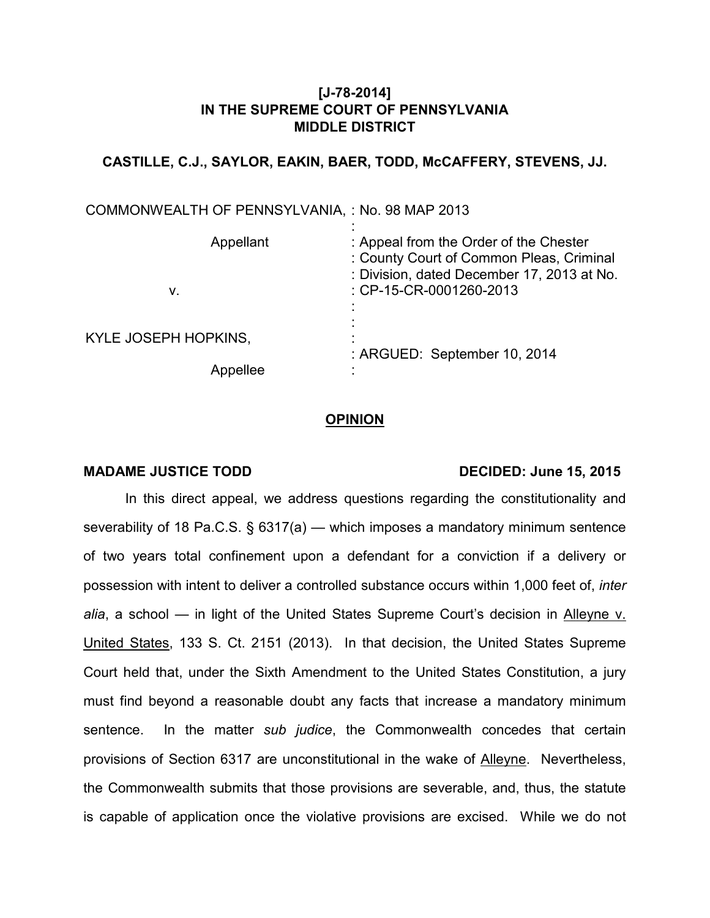**[J-78-2014]**
**IN THE SUPREME COURT OF PENNSYLVANIA**
**MIDDLE DISTRICT**

**CASTILLE, C.J., SAYLOR, EAKIN, BAER, TODD, McCAFFERY, STEVENS, JJ.**

| | |
|---|---|
| COMMONWEALTH OF PENNSYLVANIA, | : No. 98 MAP 2013 |
| | : |
| Appellant | : Appeal from the Order of the Chester |
| | : County Court of Common Pleas, Criminal |
| | : Division, dated December 17, 2013 at No. |
| v. | : CP-15-CR-0001260-2013 |
| | : |
| | : |
| KYLE JOSEPH HOPKINS, | : |
| | : ARGUED: September 10, 2014 |
| Appellee | : |

**OPINION**

**MADAME JUSTICE TODD** **DECIDED: June 15, 2015**

In this direct appeal, we address questions regarding the constitutionality and severability of 18 Pa.C.S. § 6317(a) — which imposes a mandatory minimum sentence of two years total confinement upon a defendant for a conviction if a delivery or possession with intent to deliver a controlled substance occurs within 1,000 feet of, *inter alia*, a school — in light of the United States Supreme Court's decision in Alleyne v. United States, 133 S. Ct. 2151 (2013). In that decision, the United States Supreme Court held that, under the Sixth Amendment to the United States Constitution, a jury must find beyond a reasonable doubt any facts that increase a mandatory minimum sentence. In the matter *sub judice*, the Commonwealth concedes that certain provisions of Section 6317 are unconstitutional in the wake of Alleyne. Nevertheless, the Commonwealth submits that those provisions are severable, and, thus, the statute is capable of application once the violative provisions are excised. While we do not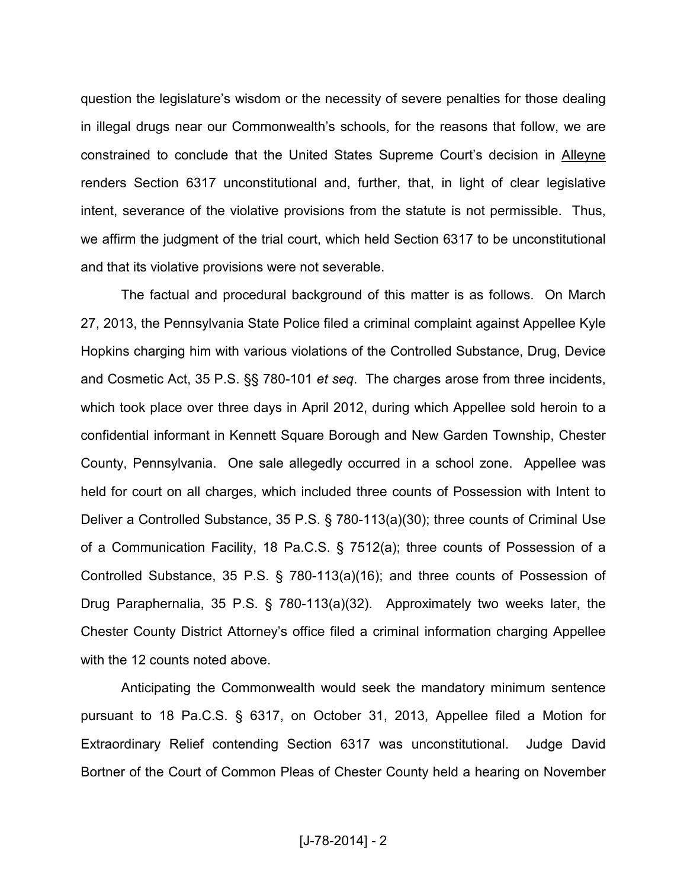question the legislature's wisdom or the necessity of severe penalties for those dealing in illegal drugs near our Commonwealth's schools, for the reasons that follow, we are constrained to conclude that the United States Supreme Court's decision in Alleyne renders Section 6317 unconstitutional and, further, that, in light of clear legislative intent, severance of the violative provisions from the statute is not permissible. Thus, we affirm the judgment of the trial court, which held Section 6317 to be unconstitutional and that its violative provisions were not severable.

The factual and procedural background of this matter is as follows. On March 27, 2013, the Pennsylvania State Police filed a criminal complaint against Appellee Kyle Hopkins charging him with various violations of the Controlled Substance, Drug, Device and Cosmetic Act, 35 P.S. §§ 780-101 *et seq*. The charges arose from three incidents, which took place over three days in April 2012, during which Appellee sold heroin to a confidential informant in Kennett Square Borough and New Garden Township, Chester County, Pennsylvania. One sale allegedly occurred in a school zone. Appellee was held for court on all charges, which included three counts of Possession with Intent to Deliver a Controlled Substance, 35 P.S. § 780-113(a)(30); three counts of Criminal Use of a Communication Facility, 18 Pa.C.S. § 7512(a); three counts of Possession of a Controlled Substance, 35 P.S. § 780-113(a)(16); and three counts of Possession of Drug Paraphernalia, 35 P.S. § 780-113(a)(32). Approximately two weeks later, the Chester County District Attorney's office filed a criminal information charging Appellee with the 12 counts noted above.

Anticipating the Commonwealth would seek the mandatory minimum sentence pursuant to 18 Pa.C.S. § 6317, on October 31, 2013, Appellee filed a Motion for Extraordinary Relief contending Section 6317 was unconstitutional. Judge David Bortner of the Court of Common Pleas of Chester County held a hearing on November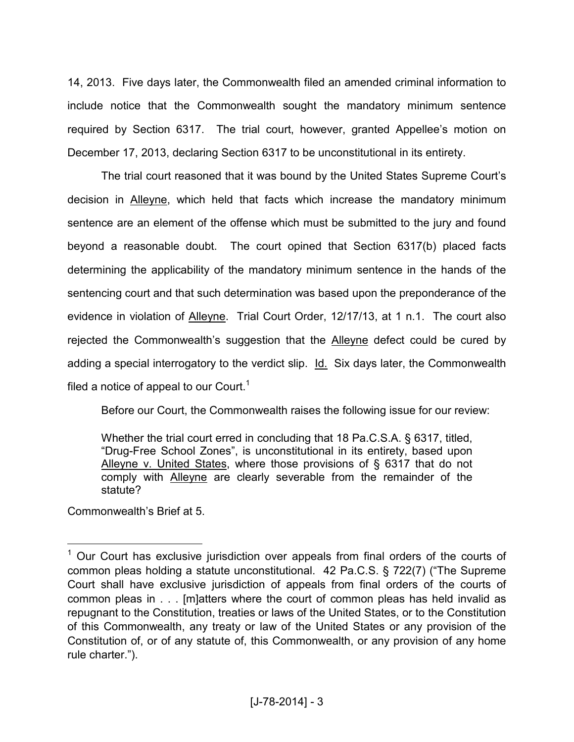14, 2013. Five days later, the Commonwealth filed an amended criminal information to include notice that the Commonwealth sought the mandatory minimum sentence required by Section 6317. The trial court, however, granted Appellee's motion on December 17, 2013, declaring Section 6317 to be unconstitutional in its entirety.

The trial court reasoned that it was bound by the United States Supreme Court's decision in Alleyne, which held that facts which increase the mandatory minimum sentence are an element of the offense which must be submitted to the jury and found beyond a reasonable doubt. The court opined that Section 6317(b) placed facts determining the applicability of the mandatory minimum sentence in the hands of the sentencing court and that such determination was based upon the preponderance of the evidence in violation of Alleyne. Trial Court Order, 12/17/13, at 1 n.1. The court also rejected the Commonwealth's suggestion that the Alleyne defect could be cured by adding a special interrogatory to the verdict slip. Id. Six days later, the Commonwealth filed a notice of appeal to our Court.[1]

Before our Court, the Commonwealth raises the following issue for our review:

> Whether the trial court erred in concluding that 18 Pa.C.S.A. § 6317, titled, "Drug-Free School Zones", is unconstitutional in its entirety, based upon Alleyne v. United States, where those provisions of § 6317 that do not comply with Alleyne are clearly severable from the remainder of the statute?

Commonwealth's Brief at 5.

---

[1] Our Court has exclusive jurisdiction over appeals from final orders of the courts of common pleas holding a statute unconstitutional. 42 Pa.C.S. § 722(7) ("The Supreme Court shall have exclusive jurisdiction of appeals from final orders of the courts of common pleas in . . . [m]atters where the court of common pleas has held invalid as repugnant to the Constitution, treaties or laws of the United States, or to the Constitution of this Commonwealth, any treaty or law of the United States or any provision of the Constitution of, or of any statute of, this Commonwealth, or any provision of any home rule charter.").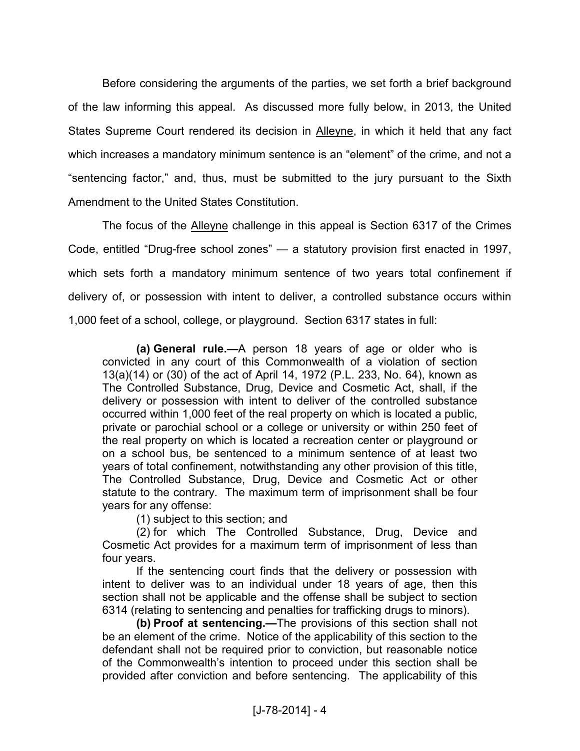Before considering the arguments of the parties, we set forth a brief background of the law informing this appeal. As discussed more fully below, in 2013, the United States Supreme Court rendered its decision in Alleyne, in which it held that any fact which increases a mandatory minimum sentence is an "element" of the crime, and not a "sentencing factor," and, thus, must be submitted to the jury pursuant to the Sixth Amendment to the United States Constitution.

The focus of the Alleyne challenge in this appeal is Section 6317 of the Crimes Code, entitled "Drug-free school zones" — a statutory provision first enacted in 1997, which sets forth a mandatory minimum sentence of two years total confinement if delivery of, or possession with intent to deliver, a controlled substance occurs within 1,000 feet of a school, college, or playground. Section 6317 states in full:

> **(a) General rule.—**A person 18 years of age or older who is convicted in any court of this Commonwealth of a violation of section 13(a)(14) or (30) of the act of April 14, 1972 (P.L. 233, No. 64), known as The Controlled Substance, Drug, Device and Cosmetic Act, shall, if the delivery or possession with intent to deliver of the controlled substance occurred within 1,000 feet of the real property on which is located a public, private or parochial school or a college or university or within 250 feet of the real property on which is located a recreation center or playground or on a school bus, be sentenced to a minimum sentence of at least two years of total confinement, notwithstanding any other provision of this title, The Controlled Substance, Drug, Device and Cosmetic Act or other statute to the contrary. The maximum term of imprisonment shall be four years for any offense:
>
> (1) subject to this section; and
>
> (2) for which The Controlled Substance, Drug, Device and Cosmetic Act provides for a maximum term of imprisonment of less than four years.
>
> If the sentencing court finds that the delivery or possession with intent to deliver was to an individual under 18 years of age, then this section shall not be applicable and the offense shall be subject to section 6314 (relating to sentencing and penalties for trafficking drugs to minors).
>
> **(b) Proof at sentencing.—**The provisions of this section shall not be an element of the crime. Notice of the applicability of this section to the defendant shall not be required prior to conviction, but reasonable notice of the Commonwealth's intention to proceed under this section shall be provided after conviction and before sentencing. The applicability of this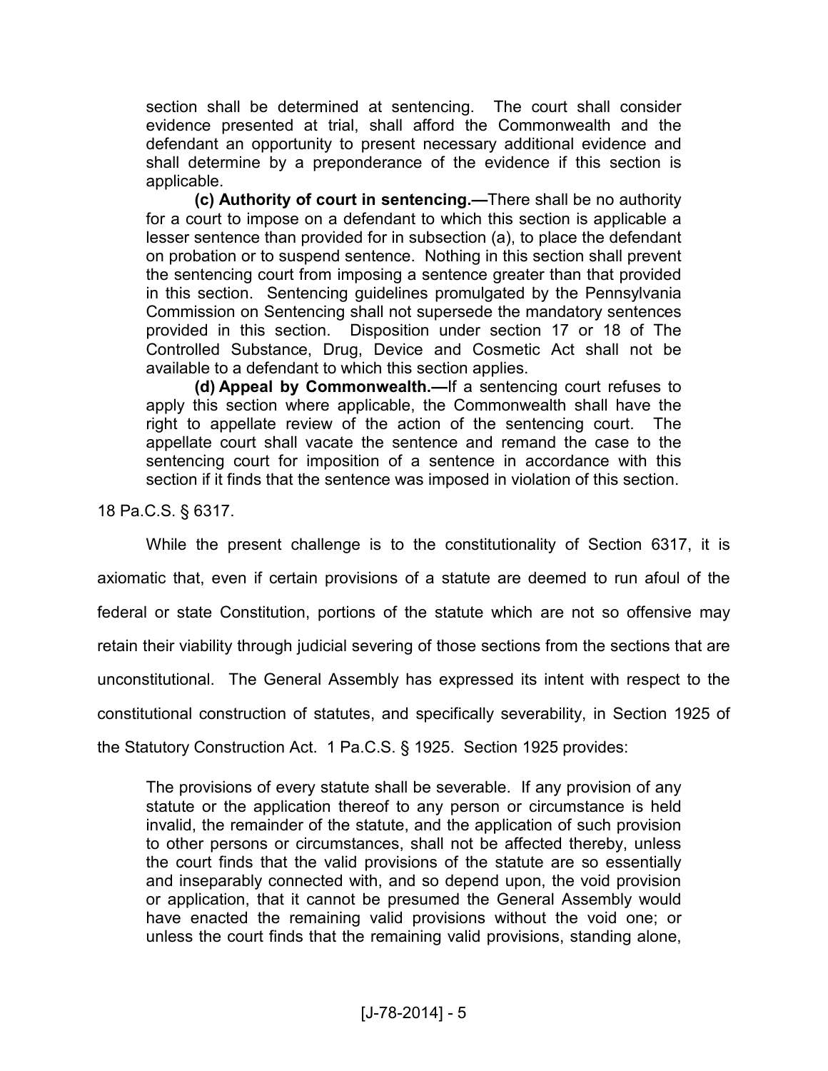> section shall be determined at sentencing. The court shall consider evidence presented at trial, shall afford the Commonwealth and the defendant an opportunity to present necessary additional evidence and shall determine by a preponderance of the evidence if this section is applicable.
>
> **(c) Authority of court in sentencing.—**There shall be no authority for a court to impose on a defendant to which this section is applicable a lesser sentence than provided for in subsection (a), to place the defendant on probation or to suspend sentence. Nothing in this section shall prevent the sentencing court from imposing a sentence greater than that provided in this section. Sentencing guidelines promulgated by the Pennsylvania Commission on Sentencing shall not supersede the mandatory sentences provided in this section. Disposition under section 17 or 18 of The Controlled Substance, Drug, Device and Cosmetic Act shall not be available to a defendant to which this section applies.
>
> **(d) Appeal by Commonwealth.—**If a sentencing court refuses to apply this section where applicable, the Commonwealth shall have the right to appellate review of the action of the sentencing court. The appellate court shall vacate the sentence and remand the case to the sentencing court for imposition of a sentence in accordance with this section if it finds that the sentence was imposed in violation of this section.

18 Pa.C.S. § 6317.

While the present challenge is to the constitutionality of Section 6317, it is axiomatic that, even if certain provisions of a statute are deemed to run afoul of the federal or state Constitution, portions of the statute which are not so offensive may retain their viability through judicial severing of those sections from the sections that are unconstitutional. The General Assembly has expressed its intent with respect to the constitutional construction of statutes, and specifically severability, in Section 1925 of the Statutory Construction Act. 1 Pa.C.S. § 1925. Section 1925 provides:

> The provisions of every statute shall be severable. If any provision of any statute or the application thereof to any person or circumstance is held invalid, the remainder of the statute, and the application of such provision to other persons or circumstances, shall not be affected thereby, unless the court finds that the valid provisions of the statute are so essentially and inseparably connected with, and so depend upon, the void provision or application, that it cannot be presumed the General Assembly would have enacted the remaining valid provisions without the void one; or unless the court finds that the remaining valid provisions, standing alone,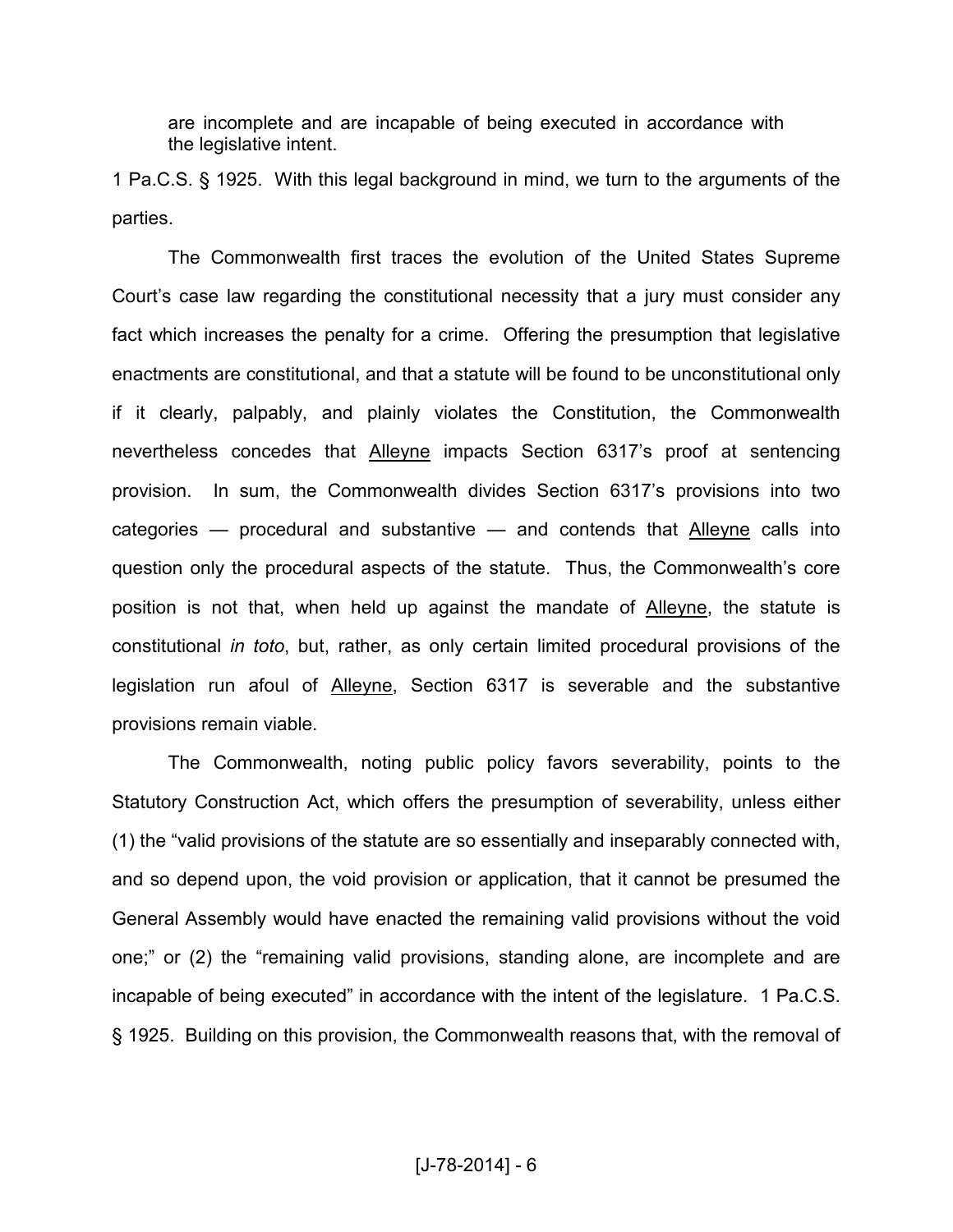are incomplete and are incapable of being executed in accordance with the legislative intent.

1 Pa.C.S. § 1925. With this legal background in mind, we turn to the arguments of the parties.

The Commonwealth first traces the evolution of the United States Supreme Court's case law regarding the constitutional necessity that a jury must consider any fact which increases the penalty for a crime. Offering the presumption that legislative enactments are constitutional, and that a statute will be found to be unconstitutional only if it clearly, palpably, and plainly violates the Constitution, the Commonwealth nevertheless concedes that Alleyne impacts Section 6317's proof at sentencing provision. In sum, the Commonwealth divides Section 6317's provisions into two categories — procedural and substantive — and contends that Alleyne calls into question only the procedural aspects of the statute. Thus, the Commonwealth's core position is not that, when held up against the mandate of Alleyne, the statute is constitutional *in toto*, but, rather, as only certain limited procedural provisions of the legislation run afoul of Alleyne, Section 6317 is severable and the substantive provisions remain viable.

The Commonwealth, noting public policy favors severability, points to the Statutory Construction Act, which offers the presumption of severability, unless either (1) the "valid provisions of the statute are so essentially and inseparably connected with, and so depend upon, the void provision or application, that it cannot be presumed the General Assembly would have enacted the remaining valid provisions without the void one;" or (2) the "remaining valid provisions, standing alone, are incomplete and are incapable of being executed" in accordance with the intent of the legislature. 1 Pa.C.S. § 1925. Building on this provision, the Commonwealth reasons that, with the removal of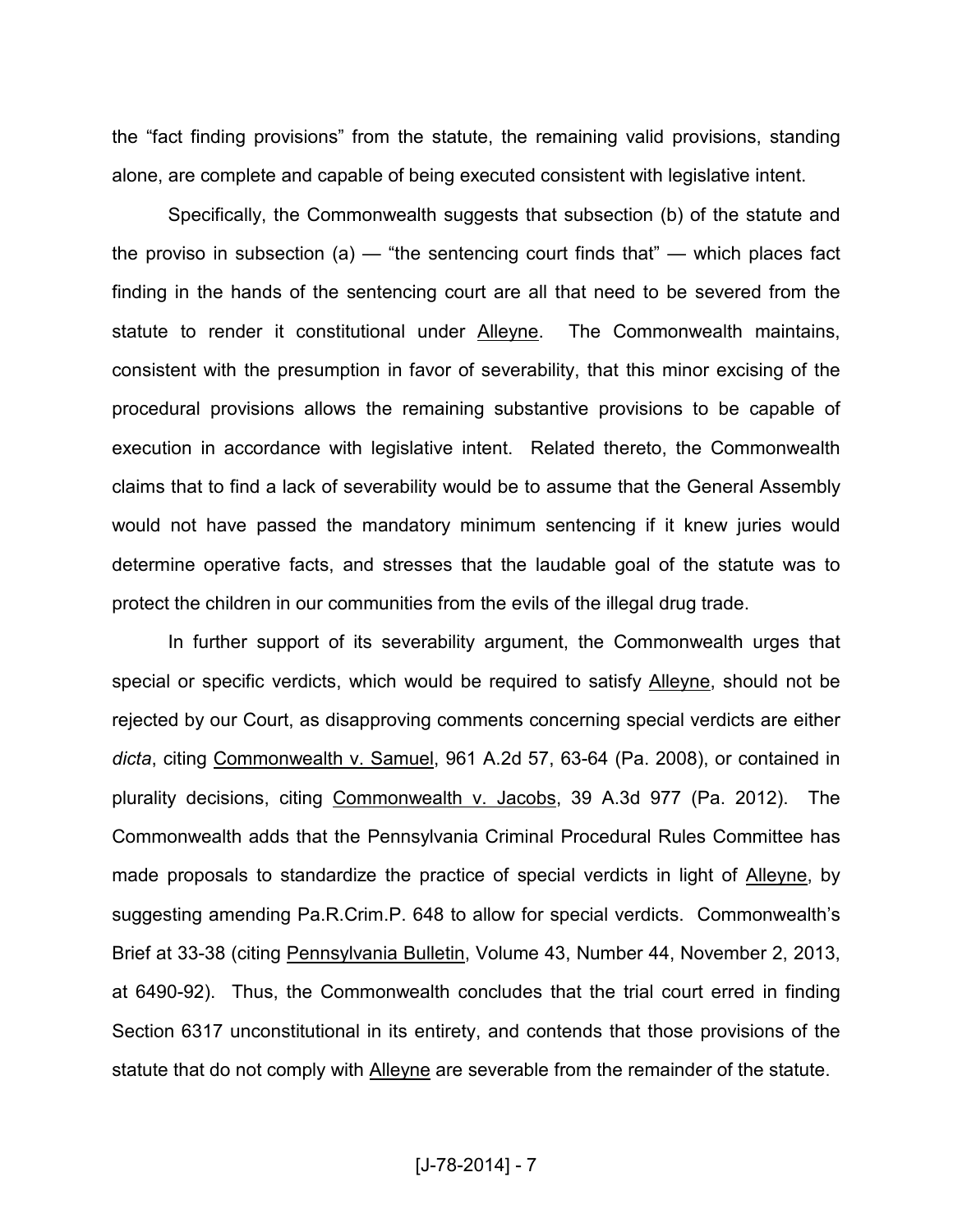the "fact finding provisions" from the statute, the remaining valid provisions, standing alone, are complete and capable of being executed consistent with legislative intent.

Specifically, the Commonwealth suggests that subsection (b) of the statute and the proviso in subsection (a) — "the sentencing court finds that" — which places fact finding in the hands of the sentencing court are all that need to be severed from the statute to render it constitutional under Alleyne. The Commonwealth maintains, consistent with the presumption in favor of severability, that this minor excising of the procedural provisions allows the remaining substantive provisions to be capable of execution in accordance with legislative intent. Related thereto, the Commonwealth claims that to find a lack of severability would be to assume that the General Assembly would not have passed the mandatory minimum sentencing if it knew juries would determine operative facts, and stresses that the laudable goal of the statute was to protect the children in our communities from the evils of the illegal drug trade.

In further support of its severability argument, the Commonwealth urges that special or specific verdicts, which would be required to satisfy Alleyne, should not be rejected by our Court, as disapproving comments concerning special verdicts are either *dicta*, citing Commonwealth v. Samuel, 961 A.2d 57, 63-64 (Pa. 2008), or contained in plurality decisions, citing Commonwealth v. Jacobs, 39 A.3d 977 (Pa. 2012). The Commonwealth adds that the Pennsylvania Criminal Procedural Rules Committee has made proposals to standardize the practice of special verdicts in light of Alleyne, by suggesting amending Pa.R.Crim.P. 648 to allow for special verdicts. Commonwealth's Brief at 33-38 (citing Pennsylvania Bulletin, Volume 43, Number 44, November 2, 2013, at 6490-92). Thus, the Commonwealth concludes that the trial court erred in finding Section 6317 unconstitutional in its entirety, and contends that those provisions of the statute that do not comply with Alleyne are severable from the remainder of the statute.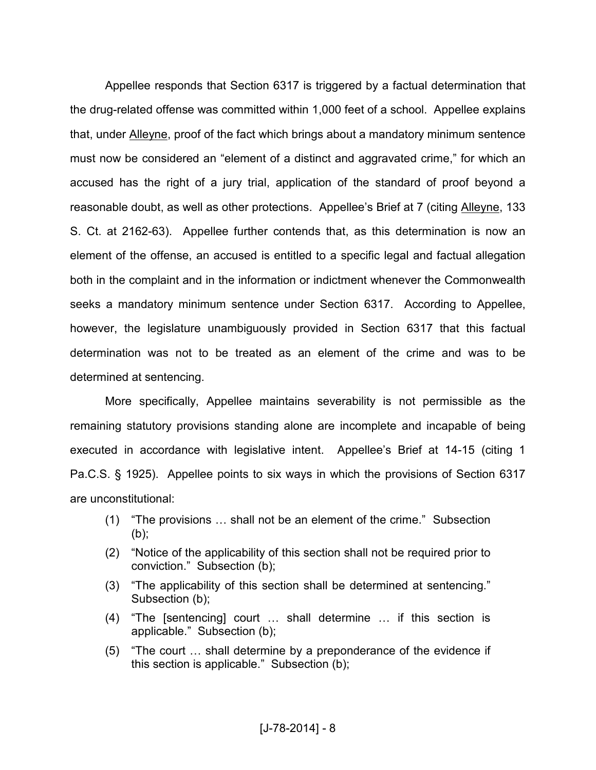Appellee responds that Section 6317 is triggered by a factual determination that the drug-related offense was committed within 1,000 feet of a school. Appellee explains that, under Alleyne, proof of the fact which brings about a mandatory minimum sentence must now be considered an "element of a distinct and aggravated crime," for which an accused has the right of a jury trial, application of the standard of proof beyond a reasonable doubt, as well as other protections. Appellee's Brief at 7 (citing Alleyne, 133 S. Ct. at 2162-63). Appellee further contends that, as this determination is now an element of the offense, an accused is entitled to a specific legal and factual allegation both in the complaint and in the information or indictment whenever the Commonwealth seeks a mandatory minimum sentence under Section 6317. According to Appellee, however, the legislature unambiguously provided in Section 6317 that this factual determination was not to be treated as an element of the crime and was to be determined at sentencing.

More specifically, Appellee maintains severability is not permissible as the remaining statutory provisions standing alone are incomplete and incapable of being executed in accordance with legislative intent. Appellee's Brief at 14-15 (citing 1 Pa.C.S. § 1925). Appellee points to six ways in which the provisions of Section 6317 are unconstitutional:

(1) "The provisions … shall not be an element of the crime." Subsection (b);

(2) "Notice of the applicability of this section shall not be required prior to conviction." Subsection (b);

(3) "The applicability of this section shall be determined at sentencing." Subsection (b);

(4) "The [sentencing] court … shall determine … if this section is applicable." Subsection (b);

(5) "The court … shall determine by a preponderance of the evidence if this section is applicable." Subsection (b);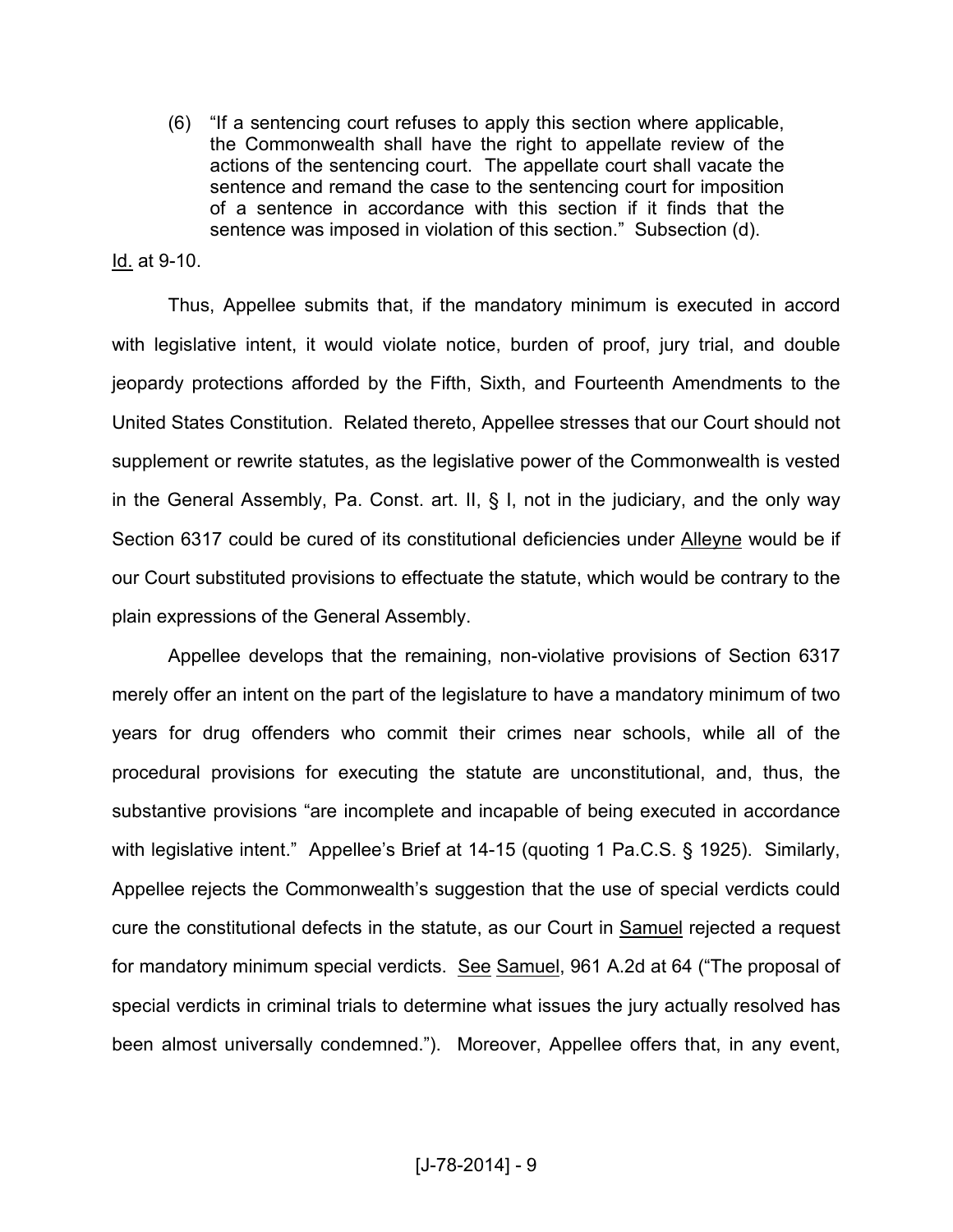> (6) "If a sentencing court refuses to apply this section where applicable, the Commonwealth shall have the right to appellate review of the actions of the sentencing court. The appellate court shall vacate the sentence and remand the case to the sentencing court for imposition of a sentence in accordance with this section if it finds that the sentence was imposed in violation of this section." Subsection (d).

Id. at 9-10.

Thus, Appellee submits that, if the mandatory minimum is executed in accord with legislative intent, it would violate notice, burden of proof, jury trial, and double jeopardy protections afforded by the Fifth, Sixth, and Fourteenth Amendments to the United States Constitution. Related thereto, Appellee stresses that our Court should not supplement or rewrite statutes, as the legislative power of the Commonwealth is vested in the General Assembly, Pa. Const. art. II, § I, not in the judiciary, and the only way Section 6317 could be cured of its constitutional deficiencies under Alleyne would be if our Court substituted provisions to effectuate the statute, which would be contrary to the plain expressions of the General Assembly.

Appellee develops that the remaining, non-violative provisions of Section 6317 merely offer an intent on the part of the legislature to have a mandatory minimum of two years for drug offenders who commit their crimes near schools, while all of the procedural provisions for executing the statute are unconstitutional, and, thus, the substantive provisions "are incomplete and incapable of being executed in accordance with legislative intent." Appellee's Brief at 14-15 (quoting 1 Pa.C.S. § 1925). Similarly, Appellee rejects the Commonwealth's suggestion that the use of special verdicts could cure the constitutional defects in the statute, as our Court in Samuel rejected a request for mandatory minimum special verdicts. See Samuel, 961 A.2d at 64 ("The proposal of special verdicts in criminal trials to determine what issues the jury actually resolved has been almost universally condemned."). Moreover, Appellee offers that, in any event,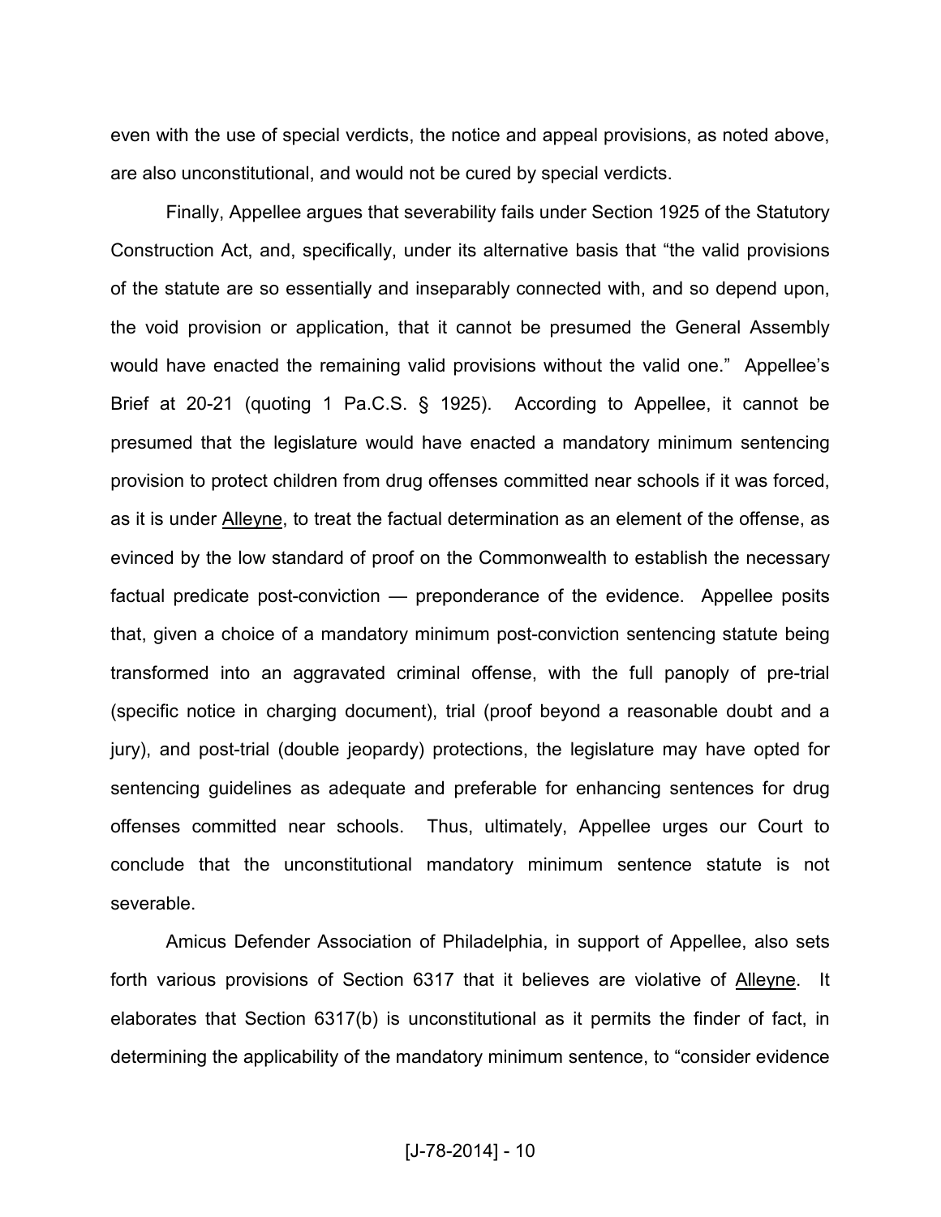even with the use of special verdicts, the notice and appeal provisions, as noted above, are also unconstitutional, and would not be cured by special verdicts.

Finally, Appellee argues that severability fails under Section 1925 of the Statutory Construction Act, and, specifically, under its alternative basis that "the valid provisions of the statute are so essentially and inseparably connected with, and so depend upon, the void provision or application, that it cannot be presumed the General Assembly would have enacted the remaining valid provisions without the valid one." Appellee's Brief at 20-21 (quoting 1 Pa.C.S. § 1925). According to Appellee, it cannot be presumed that the legislature would have enacted a mandatory minimum sentencing provision to protect children from drug offenses committed near schools if it was forced, as it is under Alleyne, to treat the factual determination as an element of the offense, as evinced by the low standard of proof on the Commonwealth to establish the necessary factual predicate post-conviction — preponderance of the evidence. Appellee posits that, given a choice of a mandatory minimum post-conviction sentencing statute being transformed into an aggravated criminal offense, with the full panoply of pre-trial (specific notice in charging document), trial (proof beyond a reasonable doubt and a jury), and post-trial (double jeopardy) protections, the legislature may have opted for sentencing guidelines as adequate and preferable for enhancing sentences for drug offenses committed near schools. Thus, ultimately, Appellee urges our Court to conclude that the unconstitutional mandatory minimum sentence statute is not severable.

Amicus Defender Association of Philadelphia, in support of Appellee, also sets forth various provisions of Section 6317 that it believes are violative of Alleyne. It elaborates that Section 6317(b) is unconstitutional as it permits the finder of fact, in determining the applicability of the mandatory minimum sentence, to "consider evidence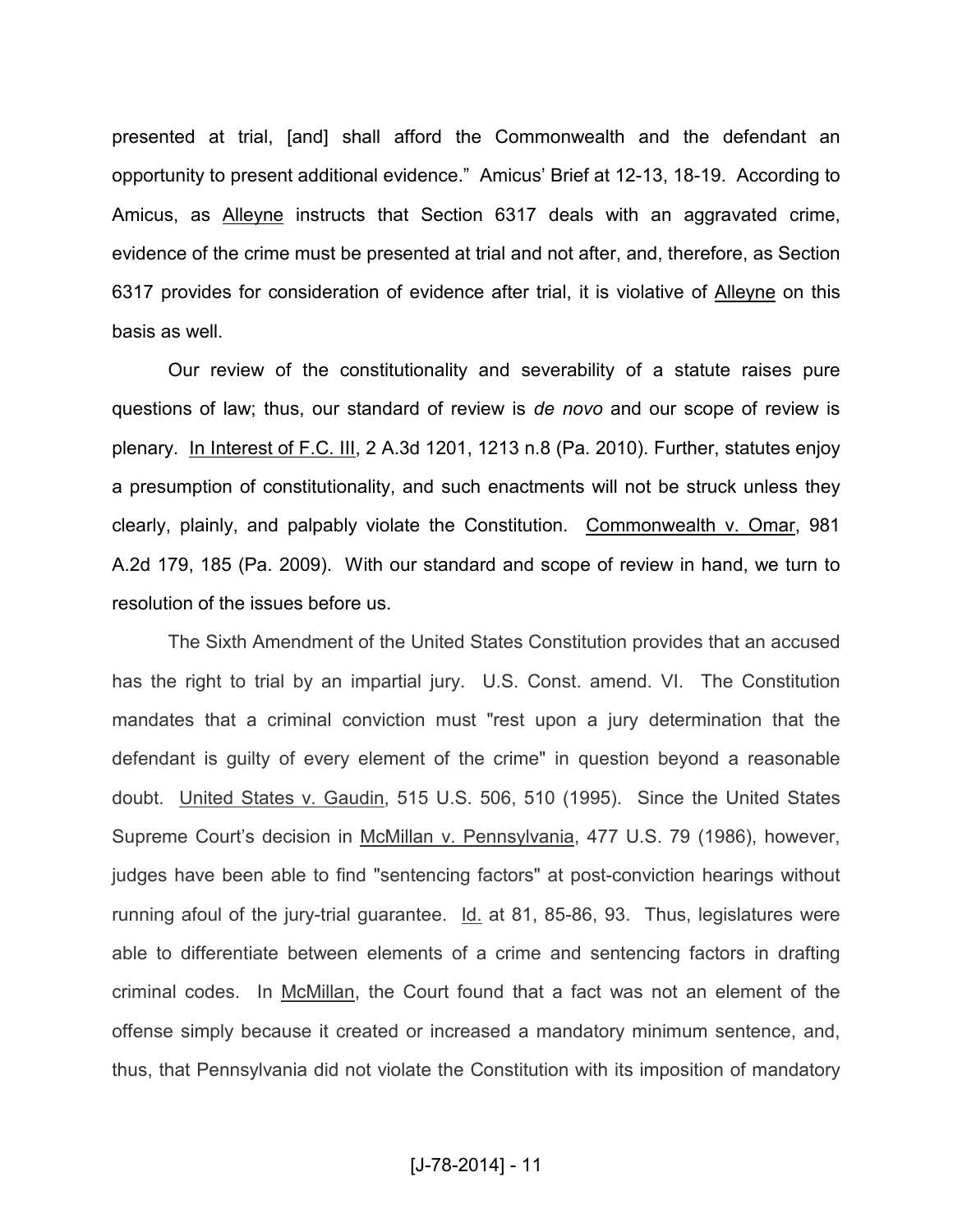presented at trial, [and] shall afford the Commonwealth and the defendant an opportunity to present additional evidence." Amicus' Brief at 12-13, 18-19. According to Amicus, as Alleyne instructs that Section 6317 deals with an aggravated crime, evidence of the crime must be presented at trial and not after, and, therefore, as Section 6317 provides for consideration of evidence after trial, it is violative of Alleyne on this basis as well.

Our review of the constitutionality and severability of a statute raises pure questions of law; thus, our standard of review is *de novo* and our scope of review is plenary. In Interest of F.C. III, 2 A.3d 1201, 1213 n.8 (Pa. 2010). Further, statutes enjoy a presumption of constitutionality, and such enactments will not be struck unless they clearly, plainly, and palpably violate the Constitution. Commonwealth v. Omar, 981 A.2d 179, 185 (Pa. 2009). With our standard and scope of review in hand, we turn to resolution of the issues before us.

The Sixth Amendment of the United States Constitution provides that an accused has the right to trial by an impartial jury. U.S. Const. amend. VI. The Constitution mandates that a criminal conviction must "rest upon a jury determination that the defendant is guilty of every element of the crime" in question beyond a reasonable doubt. United States v. Gaudin, 515 U.S. 506, 510 (1995). Since the United States Supreme Court's decision in McMillan v. Pennsylvania, 477 U.S. 79 (1986), however, judges have been able to find "sentencing factors" at post-conviction hearings without running afoul of the jury-trial guarantee. Id. at 81, 85-86, 93. Thus, legislatures were able to differentiate between elements of a crime and sentencing factors in drafting criminal codes. In McMillan, the Court found that a fact was not an element of the offense simply because it created or increased a mandatory minimum sentence, and, thus, that Pennsylvania did not violate the Constitution with its imposition of mandatory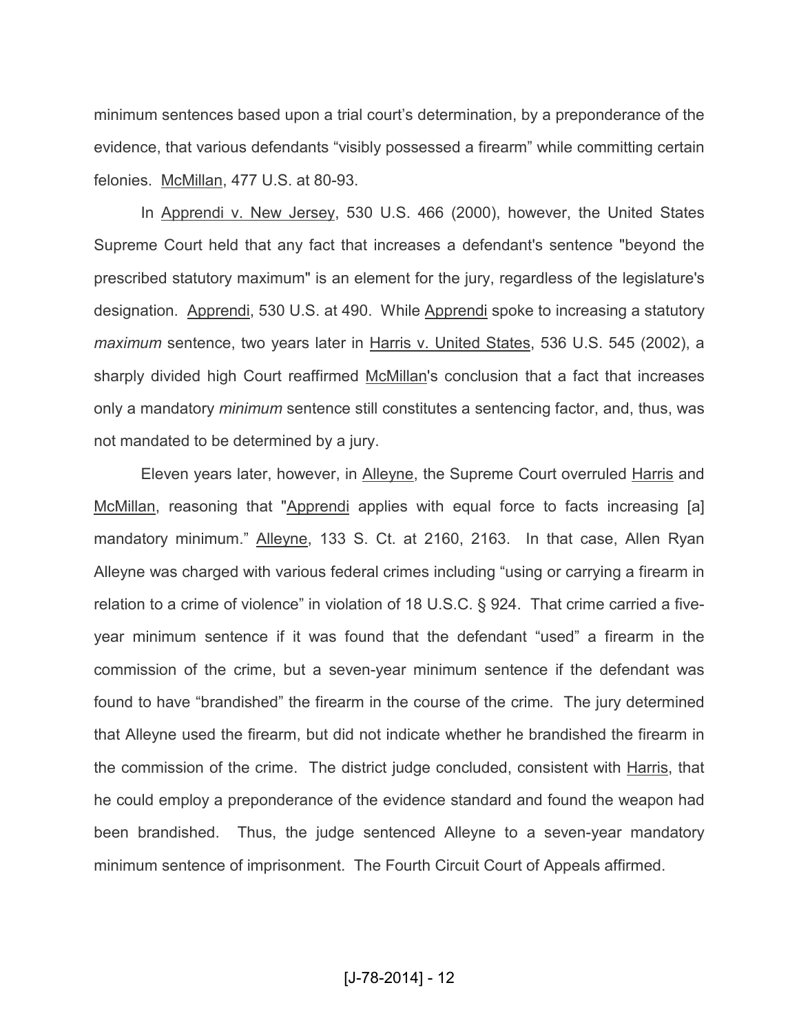minimum sentences based upon a trial court's determination, by a preponderance of the evidence, that various defendants "visibly possessed a firearm" while committing certain felonies. McMillan, 477 U.S. at 80-93.

In Apprendi v. New Jersey, 530 U.S. 466 (2000), however, the United States Supreme Court held that any fact that increases a defendant's sentence "beyond the prescribed statutory maximum" is an element for the jury, regardless of the legislature's designation. Apprendi, 530 U.S. at 490. While Apprendi spoke to increasing a statutory *maximum* sentence, two years later in Harris v. United States, 536 U.S. 545 (2002), a sharply divided high Court reaffirmed McMillan's conclusion that a fact that increases only a mandatory *minimum* sentence still constitutes a sentencing factor, and, thus, was not mandated to be determined by a jury.

Eleven years later, however, in Alleyne, the Supreme Court overruled Harris and McMillan, reasoning that "Apprendi applies with equal force to facts increasing [a] mandatory minimum." Alleyne, 133 S. Ct. at 2160, 2163. In that case, Allen Ryan Alleyne was charged with various federal crimes including "using or carrying a firearm in relation to a crime of violence" in violation of 18 U.S.C. § 924. That crime carried a five-year minimum sentence if it was found that the defendant "used" a firearm in the commission of the crime, but a seven-year minimum sentence if the defendant was found to have "brandished" the firearm in the course of the crime. The jury determined that Alleyne used the firearm, but did not indicate whether he brandished the firearm in the commission of the crime. The district judge concluded, consistent with Harris, that he could employ a preponderance of the evidence standard and found the weapon had been brandished. Thus, the judge sentenced Alleyne to a seven-year mandatory minimum sentence of imprisonment. The Fourth Circuit Court of Appeals affirmed.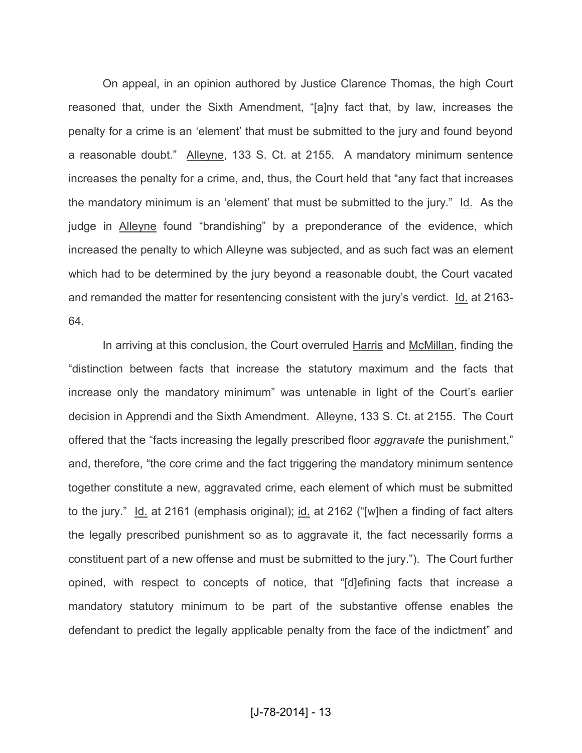On appeal, in an opinion authored by Justice Clarence Thomas, the high Court reasoned that, under the Sixth Amendment, "[a]ny fact that, by law, increases the penalty for a crime is an 'element' that must be submitted to the jury and found beyond a reasonable doubt." Alleyne, 133 S. Ct. at 2155. A mandatory minimum sentence increases the penalty for a crime, and, thus, the Court held that "any fact that increases the mandatory minimum is an 'element' that must be submitted to the jury." Id. As the judge in Alleyne found "brandishing" by a preponderance of the evidence, which increased the penalty to which Alleyne was subjected, and as such fact was an element which had to be determined by the jury beyond a reasonable doubt, the Court vacated and remanded the matter for resentencing consistent with the jury's verdict. Id. at 2163-64.

In arriving at this conclusion, the Court overruled Harris and McMillan, finding the "distinction between facts that increase the statutory maximum and the facts that increase only the mandatory minimum" was untenable in light of the Court's earlier decision in Apprendi and the Sixth Amendment. Alleyne, 133 S. Ct. at 2155. The Court offered that the "facts increasing the legally prescribed floor *aggravate* the punishment," and, therefore, "the core crime and the fact triggering the mandatory minimum sentence together constitute a new, aggravated crime, each element of which must be submitted to the jury." Id. at 2161 (emphasis original); id. at 2162 ("[w]hen a finding of fact alters the legally prescribed punishment so as to aggravate it, the fact necessarily forms a constituent part of a new offense and must be submitted to the jury."). The Court further opined, with respect to concepts of notice, that "[d]efining facts that increase a mandatory statutory minimum to be part of the substantive offense enables the defendant to predict the legally applicable penalty from the face of the indictment" and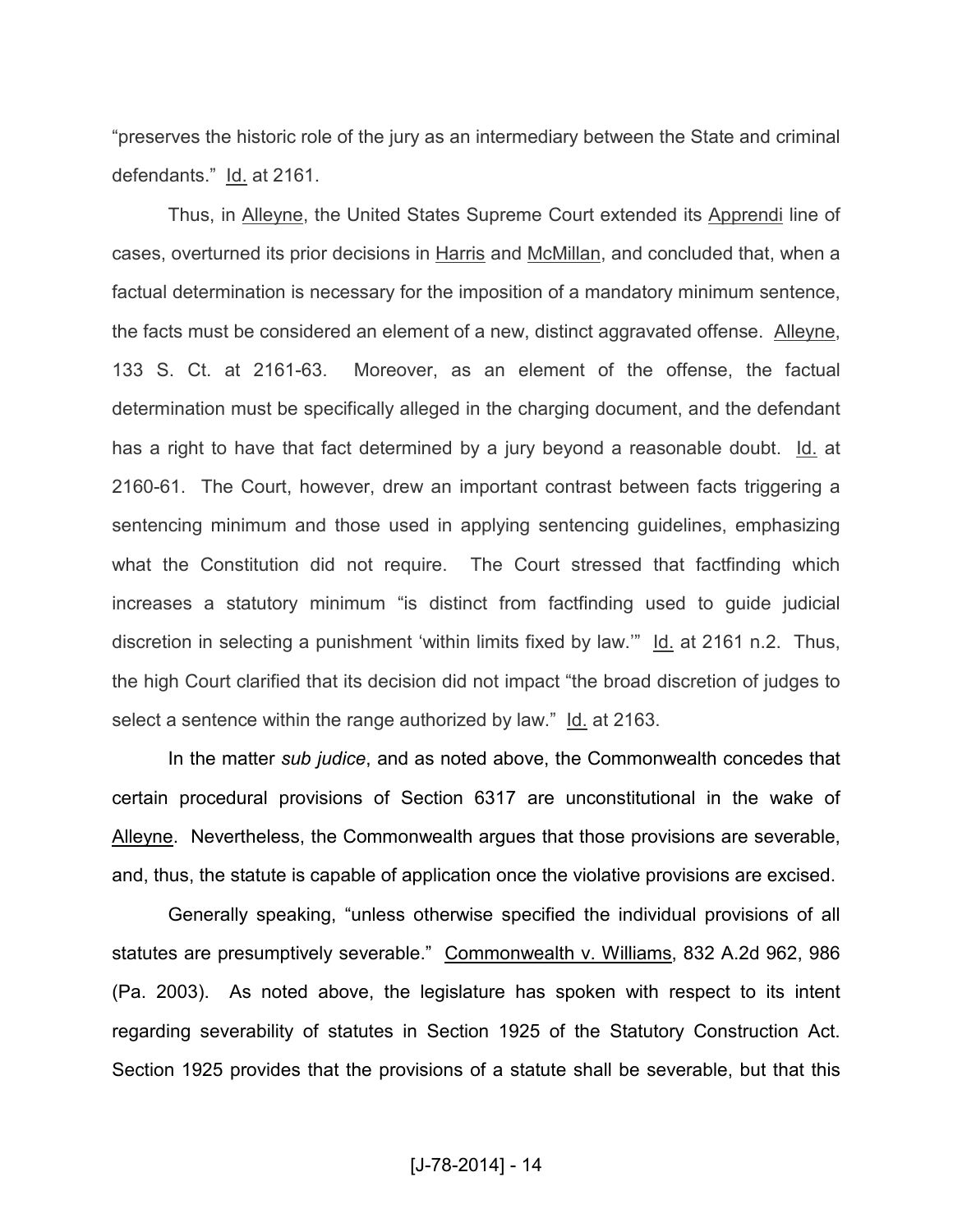"preserves the historic role of the jury as an intermediary between the State and criminal defendants." Id. at 2161.

Thus, in Alleyne, the United States Supreme Court extended its Apprendi line of cases, overturned its prior decisions in Harris and McMillan, and concluded that, when a factual determination is necessary for the imposition of a mandatory minimum sentence, the facts must be considered an element of a new, distinct aggravated offense. Alleyne, 133 S. Ct. at 2161-63. Moreover, as an element of the offense, the factual determination must be specifically alleged in the charging document, and the defendant has a right to have that fact determined by a jury beyond a reasonable doubt. Id. at 2160-61. The Court, however, drew an important contrast between facts triggering a sentencing minimum and those used in applying sentencing guidelines, emphasizing what the Constitution did not require. The Court stressed that factfinding which increases a statutory minimum "is distinct from factfinding used to guide judicial discretion in selecting a punishment 'within limits fixed by law.'" Id. at 2161 n.2. Thus, the high Court clarified that its decision did not impact "the broad discretion of judges to select a sentence within the range authorized by law." Id. at 2163.

In the matter *sub judice*, and as noted above, the Commonwealth concedes that certain procedural provisions of Section 6317 are unconstitutional in the wake of Alleyne. Nevertheless, the Commonwealth argues that those provisions are severable, and, thus, the statute is capable of application once the violative provisions are excised.

Generally speaking, "unless otherwise specified the individual provisions of all statutes are presumptively severable." Commonwealth v. Williams, 832 A.2d 962, 986 (Pa. 2003). As noted above, the legislature has spoken with respect to its intent regarding severability of statutes in Section 1925 of the Statutory Construction Act. Section 1925 provides that the provisions of a statute shall be severable, but that this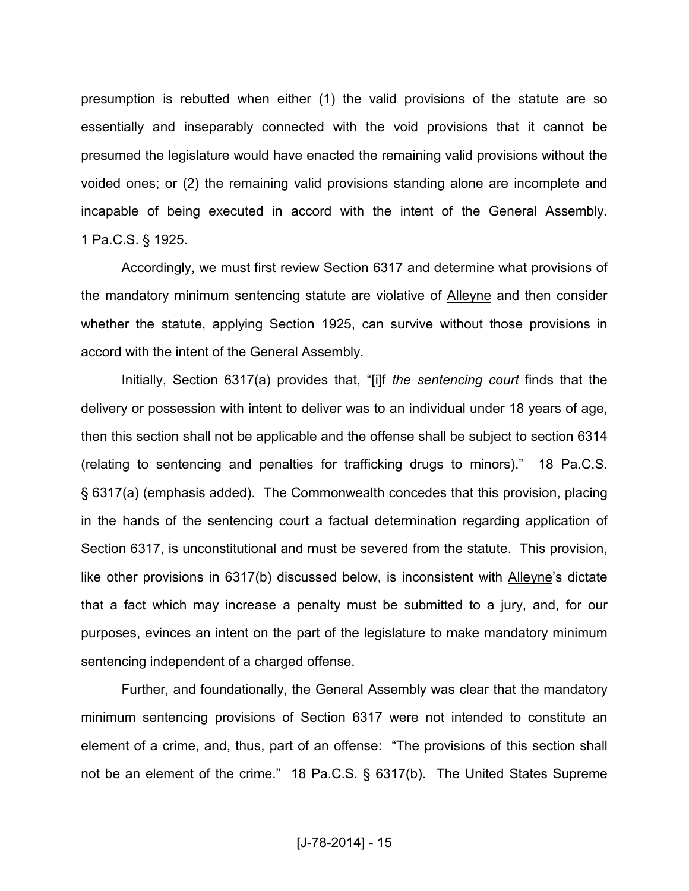presumption is rebutted when either (1) the valid provisions of the statute are so essentially and inseparably connected with the void provisions that it cannot be presumed the legislature would have enacted the remaining valid provisions without the voided ones; or (2) the remaining valid provisions standing alone are incomplete and incapable of being executed in accord with the intent of the General Assembly. 1 Pa.C.S. § 1925.

Accordingly, we must first review Section 6317 and determine what provisions of the mandatory minimum sentencing statute are violative of Alleyne and then consider whether the statute, applying Section 1925, can survive without those provisions in accord with the intent of the General Assembly.

Initially, Section 6317(a) provides that, "[i]f *the sentencing court* finds that the delivery or possession with intent to deliver was to an individual under 18 years of age, then this section shall not be applicable and the offense shall be subject to section 6314 (relating to sentencing and penalties for trafficking drugs to minors)." 18 Pa.C.S. § 6317(a) (emphasis added). The Commonwealth concedes that this provision, placing in the hands of the sentencing court a factual determination regarding application of Section 6317, is unconstitutional and must be severed from the statute. This provision, like other provisions in 6317(b) discussed below, is inconsistent with Alleyne's dictate that a fact which may increase a penalty must be submitted to a jury, and, for our purposes, evinces an intent on the part of the legislature to make mandatory minimum sentencing independent of a charged offense.

Further, and foundationally, the General Assembly was clear that the mandatory minimum sentencing provisions of Section 6317 were not intended to constitute an element of a crime, and, thus, part of an offense: "The provisions of this section shall not be an element of the crime." 18 Pa.C.S. § 6317(b). The United States Supreme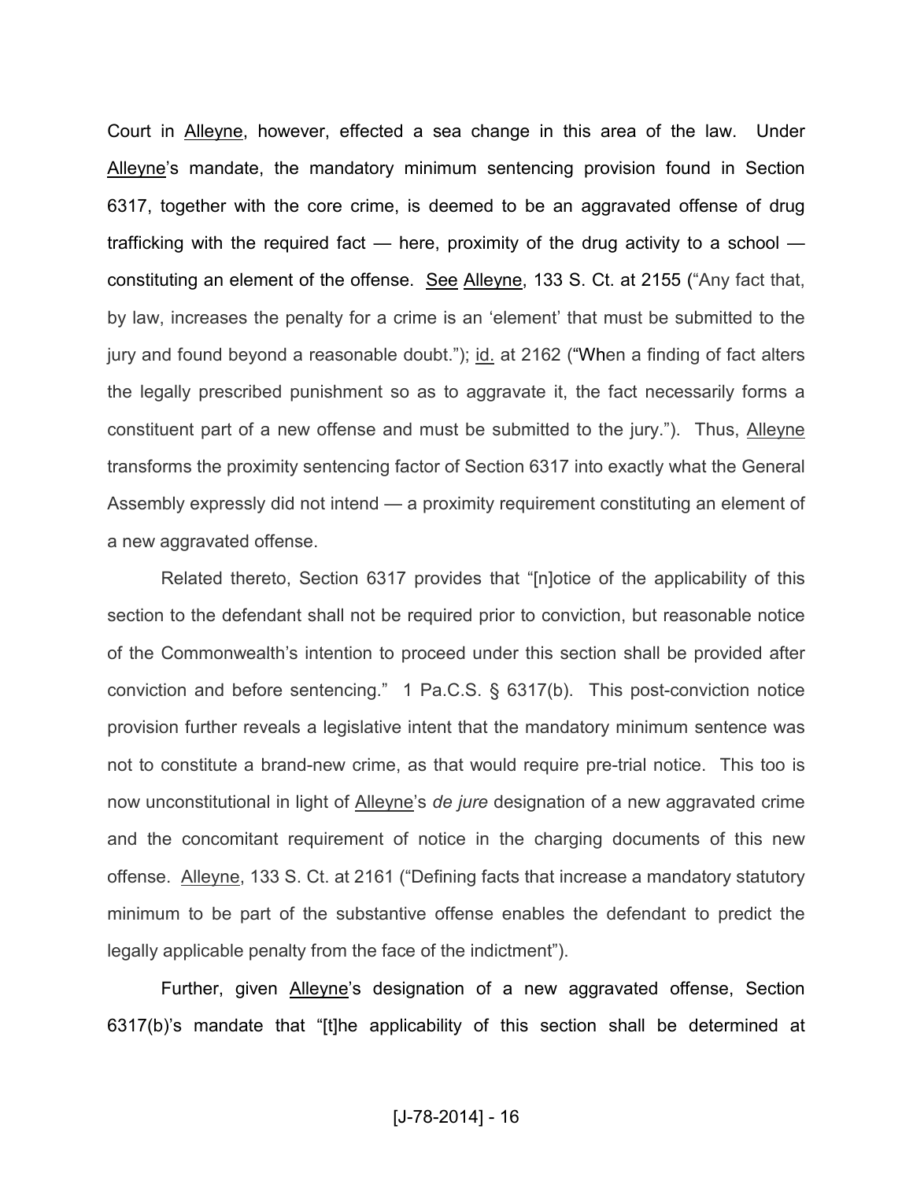Court in Alleyne, however, effected a sea change in this area of the law. Under Alleyne's mandate, the mandatory minimum sentencing provision found in Section 6317, together with the core crime, is deemed to be an aggravated offense of drug trafficking with the required fact — here, proximity of the drug activity to a school — constituting an element of the offense. See Alleyne, 133 S. Ct. at 2155 ("Any fact that, by law, increases the penalty for a crime is an 'element' that must be submitted to the jury and found beyond a reasonable doubt."); id. at 2162 ("When a finding of fact alters the legally prescribed punishment so as to aggravate it, the fact necessarily forms a constituent part of a new offense and must be submitted to the jury."). Thus, Alleyne transforms the proximity sentencing factor of Section 6317 into exactly what the General Assembly expressly did not intend — a proximity requirement constituting an element of a new aggravated offense.

Related thereto, Section 6317 provides that "[n]otice of the applicability of this section to the defendant shall not be required prior to conviction, but reasonable notice of the Commonwealth's intention to proceed under this section shall be provided after conviction and before sentencing." 1 Pa.C.S. § 6317(b). This post-conviction notice provision further reveals a legislative intent that the mandatory minimum sentence was not to constitute a brand-new crime, as that would require pre-trial notice. This too is now unconstitutional in light of Alleyne's *de jure* designation of a new aggravated crime and the concomitant requirement of notice in the charging documents of this new offense. Alleyne, 133 S. Ct. at 2161 ("Defining facts that increase a mandatory statutory minimum to be part of the substantive offense enables the defendant to predict the legally applicable penalty from the face of the indictment").

Further, given Alleyne's designation of a new aggravated offense, Section 6317(b)'s mandate that "[t]he applicability of this section shall be determined at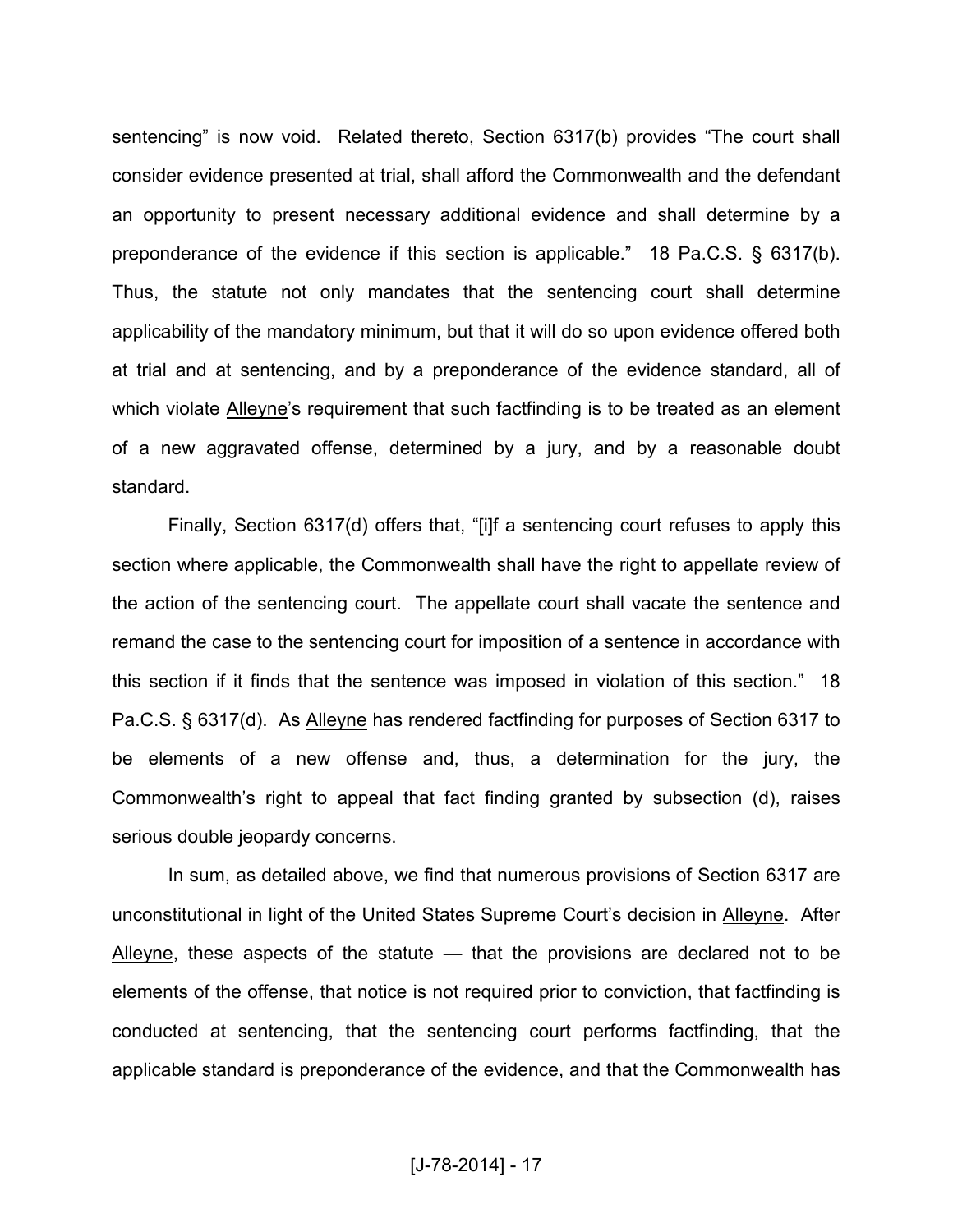sentencing" is now void. Related thereto, Section 6317(b) provides "The court shall consider evidence presented at trial, shall afford the Commonwealth and the defendant an opportunity to present necessary additional evidence and shall determine by a preponderance of the evidence if this section is applicable." 18 Pa.C.S. § 6317(b). Thus, the statute not only mandates that the sentencing court shall determine applicability of the mandatory minimum, but that it will do so upon evidence offered both at trial and at sentencing, and by a preponderance of the evidence standard, all of which violate Alleyne's requirement that such factfinding is to be treated as an element of a new aggravated offense, determined by a jury, and by a reasonable doubt standard.

Finally, Section 6317(d) offers that, "[i]f a sentencing court refuses to apply this section where applicable, the Commonwealth shall have the right to appellate review of the action of the sentencing court. The appellate court shall vacate the sentence and remand the case to the sentencing court for imposition of a sentence in accordance with this section if it finds that the sentence was imposed in violation of this section." 18 Pa.C.S. § 6317(d). As Alleyne has rendered factfinding for purposes of Section 6317 to be elements of a new offense and, thus, a determination for the jury, the Commonwealth's right to appeal that fact finding granted by subsection (d), raises serious double jeopardy concerns.

In sum, as detailed above, we find that numerous provisions of Section 6317 are unconstitutional in light of the United States Supreme Court's decision in Alleyne. After Alleyne, these aspects of the statute — that the provisions are declared not to be elements of the offense, that notice is not required prior to conviction, that factfinding is conducted at sentencing, that the sentencing court performs factfinding, that the applicable standard is preponderance of the evidence, and that the Commonwealth has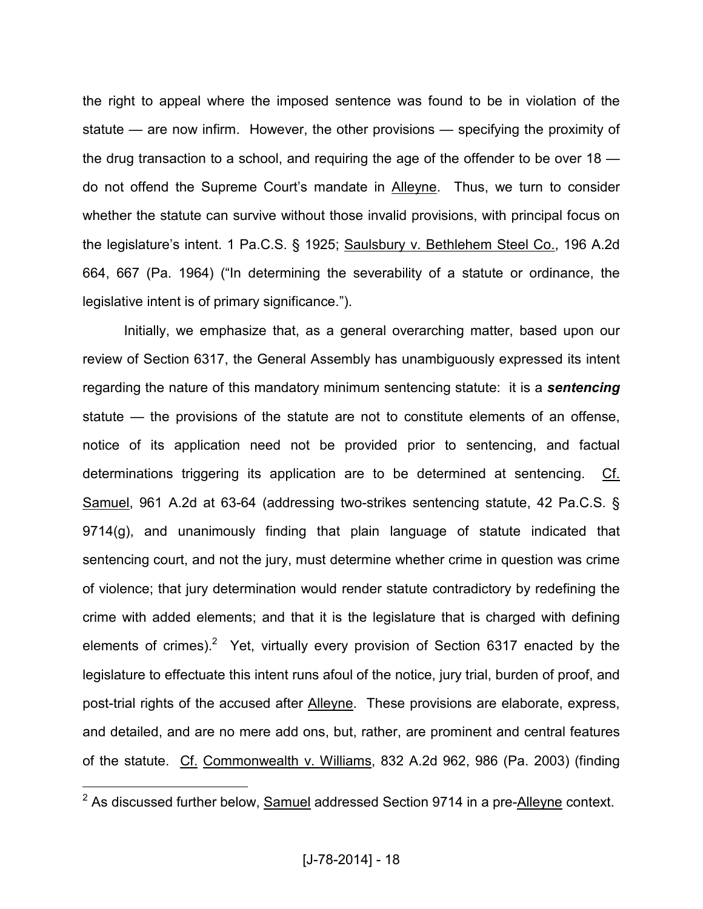the right to appeal where the imposed sentence was found to be in violation of the statute — are now infirm. However, the other provisions — specifying the proximity of the drug transaction to a school, and requiring the age of the offender to be over 18 — do not offend the Supreme Court's mandate in Alleyne. Thus, we turn to consider whether the statute can survive without those invalid provisions, with principal focus on the legislature's intent. 1 Pa.C.S. § 1925; Saulsbury v. Bethlehem Steel Co., 196 A.2d 664, 667 (Pa. 1964) ("In determining the severability of a statute or ordinance, the legislative intent is of primary significance.").

Initially, we emphasize that, as a general overarching matter, based upon our review of Section 6317, the General Assembly has unambiguously expressed its intent regarding the nature of this mandatory minimum sentencing statute: it is a ***sentencing*** statute — the provisions of the statute are not to constitute elements of an offense, notice of its application need not be provided prior to sentencing, and factual determinations triggering its application are to be determined at sentencing. Cf. Samuel, 961 A.2d at 63-64 (addressing two-strikes sentencing statute, 42 Pa.C.S. § 9714(g), and unanimously finding that plain language of statute indicated that sentencing court, and not the jury, must determine whether crime in question was crime of violence; that jury determination would render statute contradictory by redefining the crime with added elements; and that it is the legislature that is charged with defining elements of crimes).[2] Yet, virtually every provision of Section 6317 enacted by the legislature to effectuate this intent runs afoul of the notice, jury trial, burden of proof, and post-trial rights of the accused after Alleyne. These provisions are elaborate, express, and detailed, and are no mere add ons, but, rather, are prominent and central features of the statute. Cf. Commonwealth v. Williams, 832 A.2d 962, 986 (Pa. 2003) (finding

[2] As discussed further below, Samuel addressed Section 9714 in a pre-Alleyne context.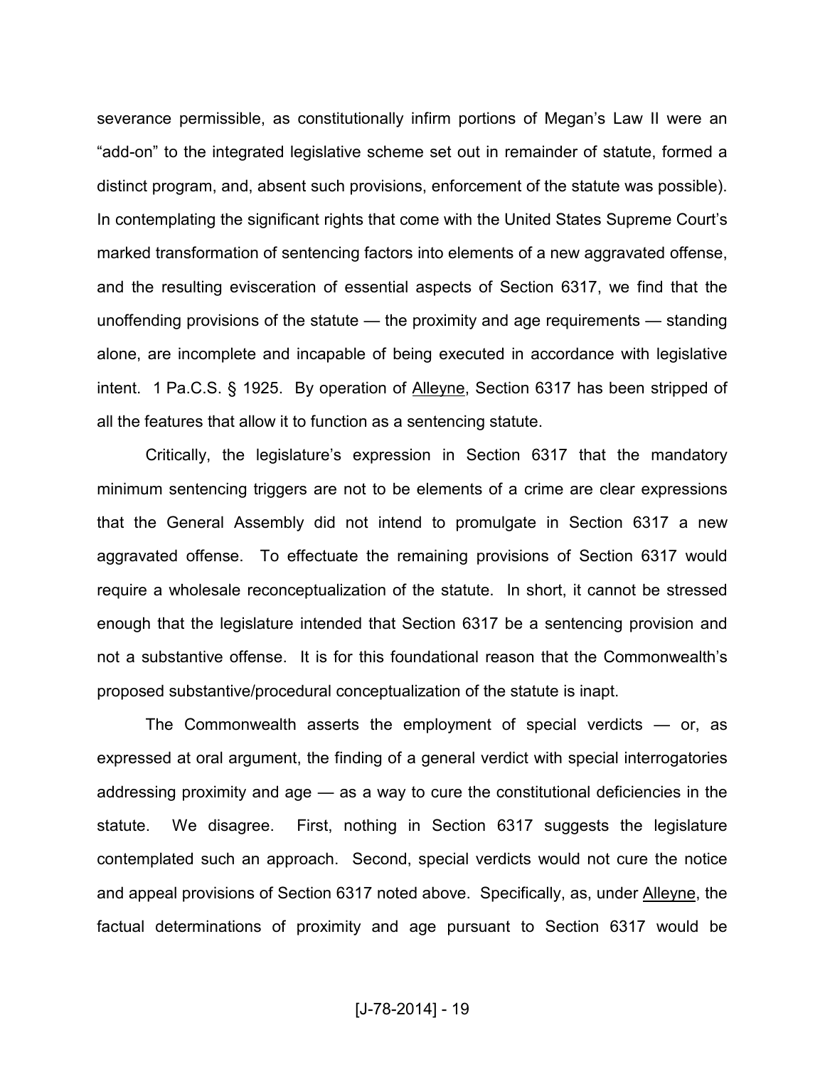severance permissible, as constitutionally infirm portions of Megan's Law II were an "add-on" to the integrated legislative scheme set out in remainder of statute, formed a distinct program, and, absent such provisions, enforcement of the statute was possible). In contemplating the significant rights that come with the United States Supreme Court's marked transformation of sentencing factors into elements of a new aggravated offense, and the resulting evisceration of essential aspects of Section 6317, we find that the unoffending provisions of the statute — the proximity and age requirements — standing alone, are incomplete and incapable of being executed in accordance with legislative intent. 1 Pa.C.S. § 1925. By operation of Alleyne, Section 6317 has been stripped of all the features that allow it to function as a sentencing statute.

Critically, the legislature's expression in Section 6317 that the mandatory minimum sentencing triggers are not to be elements of a crime are clear expressions that the General Assembly did not intend to promulgate in Section 6317 a new aggravated offense. To effectuate the remaining provisions of Section 6317 would require a wholesale reconceptualization of the statute. In short, it cannot be stressed enough that the legislature intended that Section 6317 be a sentencing provision and not a substantive offense. It is for this foundational reason that the Commonwealth's proposed substantive/procedural conceptualization of the statute is inapt.

The Commonwealth asserts the employment of special verdicts — or, as expressed at oral argument, the finding of a general verdict with special interrogatories addressing proximity and age — as a way to cure the constitutional deficiencies in the statute. We disagree. First, nothing in Section 6317 suggests the legislature contemplated such an approach. Second, special verdicts would not cure the notice and appeal provisions of Section 6317 noted above. Specifically, as, under Alleyne, the factual determinations of proximity and age pursuant to Section 6317 would be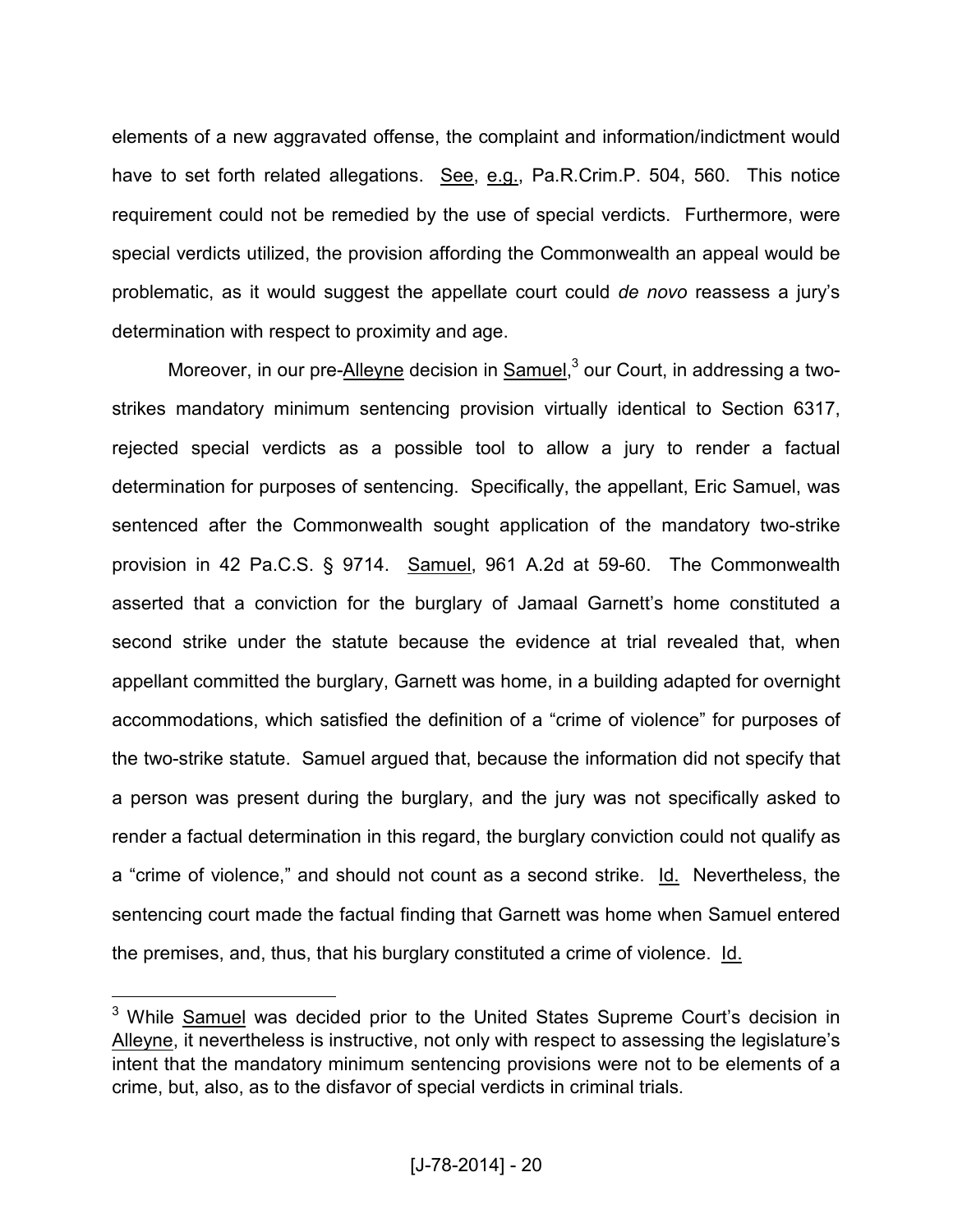elements of a new aggravated offense, the complaint and information/indictment would have to set forth related allegations. See, e.g., Pa.R.Crim.P. 504, 560. This notice requirement could not be remedied by the use of special verdicts. Furthermore, were special verdicts utilized, the provision affording the Commonwealth an appeal would be problematic, as it would suggest the appellate court could *de novo* reassess a jury's determination with respect to proximity and age.

Moreover, in our pre-Alleyne decision in Samuel,[3] our Court, in addressing a two-strikes mandatory minimum sentencing provision virtually identical to Section 6317, rejected special verdicts as a possible tool to allow a jury to render a factual determination for purposes of sentencing. Specifically, the appellant, Eric Samuel, was sentenced after the Commonwealth sought application of the mandatory two-strike provision in 42 Pa.C.S. § 9714. Samuel, 961 A.2d at 59-60. The Commonwealth asserted that a conviction for the burglary of Jamaal Garnett's home constituted a second strike under the statute because the evidence at trial revealed that, when appellant committed the burglary, Garnett was home, in a building adapted for overnight accommodations, which satisfied the definition of a "crime of violence" for purposes of the two-strike statute. Samuel argued that, because the information did not specify that a person was present during the burglary, and the jury was not specifically asked to render a factual determination in this regard, the burglary conviction could not qualify as a "crime of violence," and should not count as a second strike. Id. Nevertheless, the sentencing court made the factual finding that Garnett was home when Samuel entered the premises, and, thus, that his burglary constituted a crime of violence. Id.

---

[3] While Samuel was decided prior to the United States Supreme Court's decision in Alleyne, it nevertheless is instructive, not only with respect to assessing the legislature's intent that the mandatory minimum sentencing provisions were not to be elements of a crime, but, also, as to the disfavor of special verdicts in criminal trials.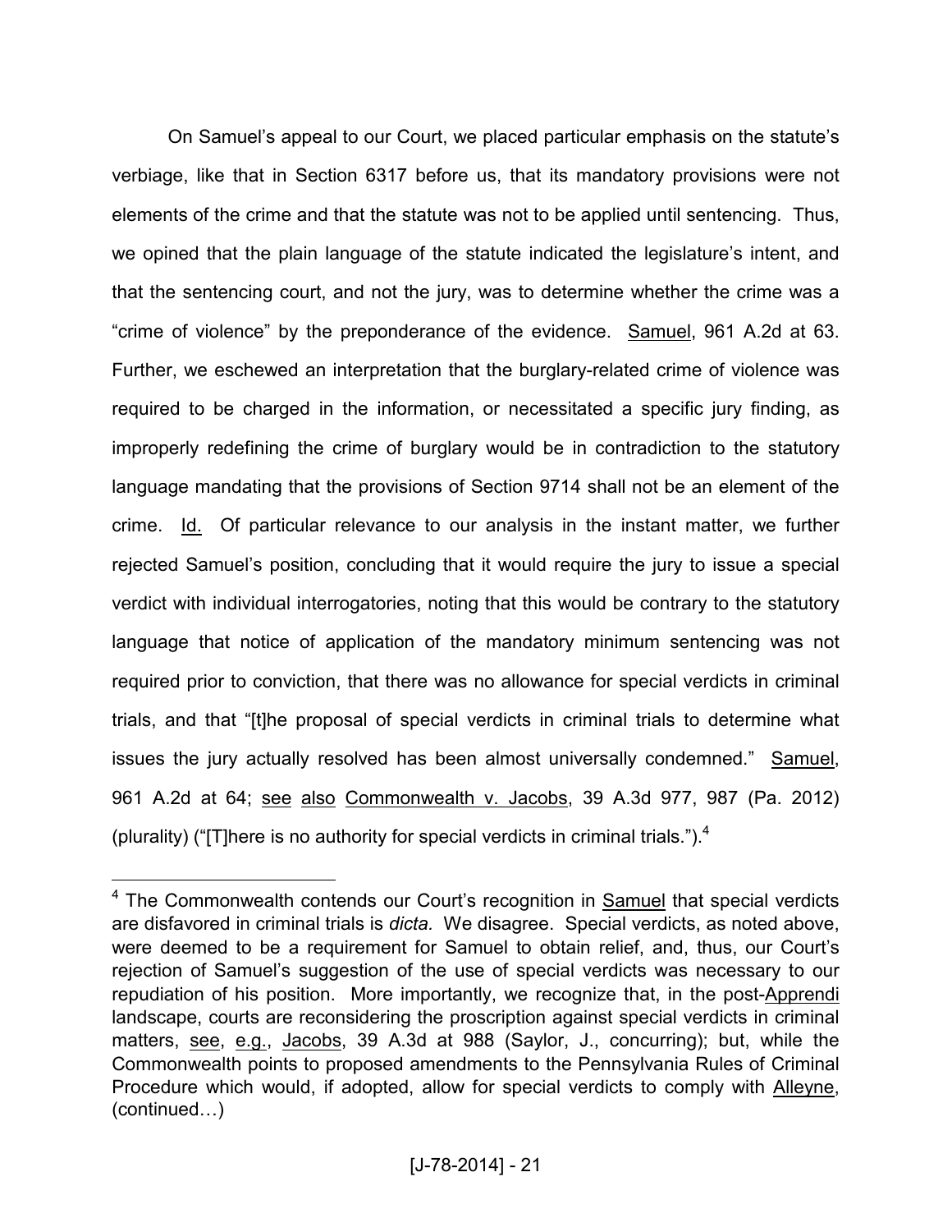On Samuel's appeal to our Court, we placed particular emphasis on the statute's verbiage, like that in Section 6317 before us, that its mandatory provisions were not elements of the crime and that the statute was not to be applied until sentencing. Thus, we opined that the plain language of the statute indicated the legislature's intent, and that the sentencing court, and not the jury, was to determine whether the crime was a "crime of violence" by the preponderance of the evidence. Samuel, 961 A.2d at 63. Further, we eschewed an interpretation that the burglary-related crime of violence was required to be charged in the information, or necessitated a specific jury finding, as improperly redefining the crime of burglary would be in contradiction to the statutory language mandating that the provisions of Section 9714 shall not be an element of the crime. Id. Of particular relevance to our analysis in the instant matter, we further rejected Samuel's position, concluding that it would require the jury to issue a special verdict with individual interrogatories, noting that this would be contrary to the statutory language that notice of application of the mandatory minimum sentencing was not required prior to conviction, that there was no allowance for special verdicts in criminal trials, and that "[t]he proposal of special verdicts in criminal trials to determine what issues the jury actually resolved has been almost universally condemned." Samuel, 961 A.2d at 64; see also Commonwealth v. Jacobs, 39 A.3d 977, 987 (Pa. 2012) (plurality) ("[T]here is no authority for special verdicts in criminal trials.").[4]

---

[4] The Commonwealth contends our Court's recognition in Samuel that special verdicts are disfavored in criminal trials is *dicta*. We disagree. Special verdicts, as noted above, were deemed to be a requirement for Samuel to obtain relief, and, thus, our Court's rejection of Samuel's suggestion of the use of special verdicts was necessary to our repudiation of his position. More importantly, we recognize that, in the post-Apprendi landscape, courts are reconsidering the proscription against special verdicts in criminal matters, see, e.g., Jacobs, 39 A.3d at 988 (Saylor, J., concurring); but, while the Commonwealth points to proposed amendments to the Pennsylvania Rules of Criminal Procedure which would, if adopted, allow for special verdicts to comply with Alleyne, (continued…)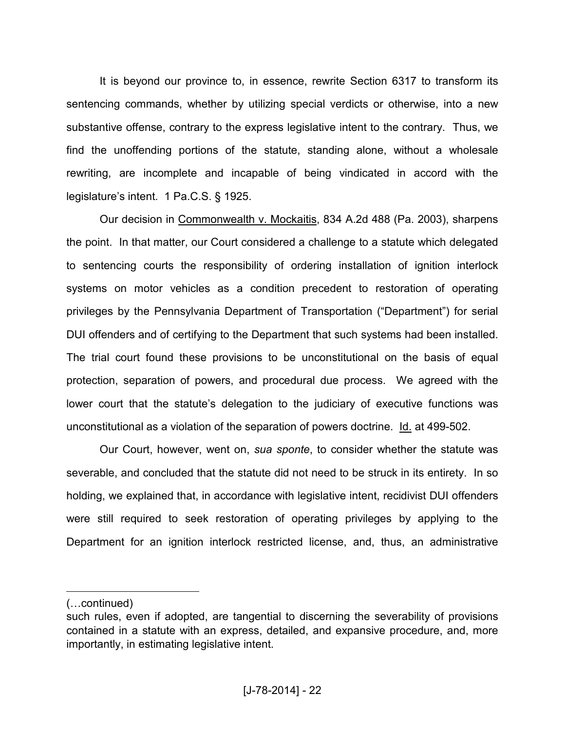It is beyond our province to, in essence, rewrite Section 6317 to transform its sentencing commands, whether by utilizing special verdicts or otherwise, into a new substantive offense, contrary to the express legislative intent to the contrary. Thus, we find the unoffending portions of the statute, standing alone, without a wholesale rewriting, are incomplete and incapable of being vindicated in accord with the legislature's intent. 1 Pa.C.S. § 1925.

Our decision in Commonwealth v. Mockaitis, 834 A.2d 488 (Pa. 2003), sharpens the point. In that matter, our Court considered a challenge to a statute which delegated to sentencing courts the responsibility of ordering installation of ignition interlock systems on motor vehicles as a condition precedent to restoration of operating privileges by the Pennsylvania Department of Transportation ("Department") for serial DUI offenders and of certifying to the Department that such systems had been installed. The trial court found these provisions to be unconstitutional on the basis of equal protection, separation of powers, and procedural due process. We agreed with the lower court that the statute's delegation to the judiciary of executive functions was unconstitutional as a violation of the separation of powers doctrine. Id. at 499-502.

Our Court, however, went on, *sua sponte*, to consider whether the statute was severable, and concluded that the statute did not need to be struck in its entirety. In so holding, we explained that, in accordance with legislative intent, recidivist DUI offenders were still required to seek restoration of operating privileges by applying to the Department for an ignition interlock restricted license, and, thus, an administrative

---

(…continued)
such rules, even if adopted, are tangential to discerning the severability of provisions contained in a statute with an express, detailed, and expansive procedure, and, more importantly, in estimating legislative intent.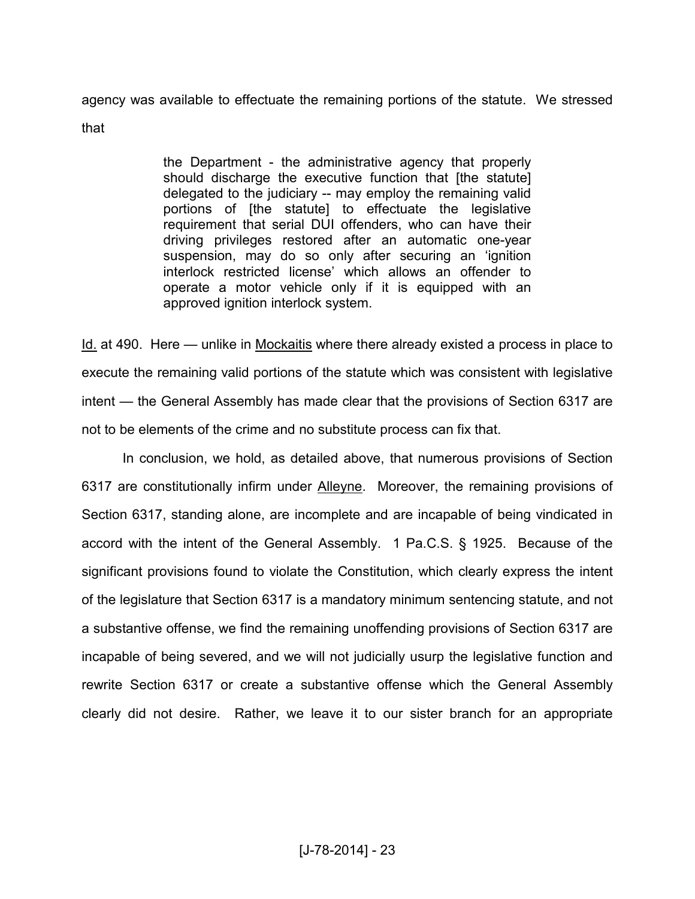agency was available to effectuate the remaining portions of the statute. We stressed that

> the Department - the administrative agency that properly should discharge the executive function that [the statute] delegated to the judiciary -- may employ the remaining valid portions of [the statute] to effectuate the legislative requirement that serial DUI offenders, who can have their driving privileges restored after an automatic one-year suspension, may do so only after securing an 'ignition interlock restricted license' which allows an offender to operate a motor vehicle only if it is equipped with an approved ignition interlock system.

Id. at 490. Here — unlike in Mockaitis where there already existed a process in place to execute the remaining valid portions of the statute which was consistent with legislative intent — the General Assembly has made clear that the provisions of Section 6317 are not to be elements of the crime and no substitute process can fix that.

In conclusion, we hold, as detailed above, that numerous provisions of Section 6317 are constitutionally infirm under Alleyne. Moreover, the remaining provisions of Section 6317, standing alone, are incomplete and are incapable of being vindicated in accord with the intent of the General Assembly. 1 Pa.C.S. § 1925. Because of the significant provisions found to violate the Constitution, which clearly express the intent of the legislature that Section 6317 is a mandatory minimum sentencing statute, and not a substantive offense, we find the remaining unoffending provisions of Section 6317 are incapable of being severed, and we will not judicially usurp the legislative function and rewrite Section 6317 or create a substantive offense which the General Assembly clearly did not desire. Rather, we leave it to our sister branch for an appropriate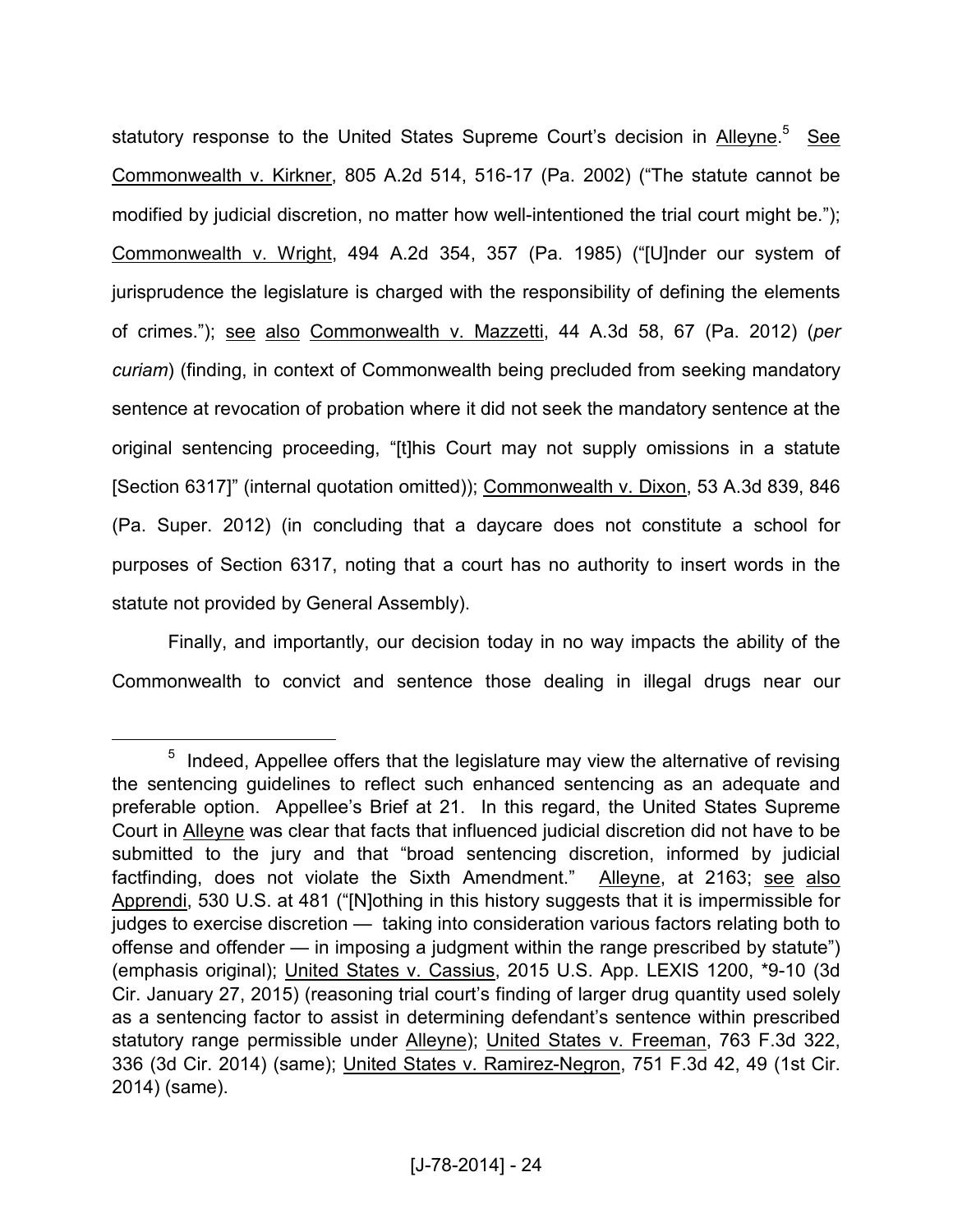statutory response to the United States Supreme Court's decision in Alleyne.[5] See Commonwealth v. Kirkner, 805 A.2d 514, 516-17 (Pa. 2002) ("The statute cannot be modified by judicial discretion, no matter how well-intentioned the trial court might be."); Commonwealth v. Wright, 494 A.2d 354, 357 (Pa. 1985) ("[U]nder our system of jurisprudence the legislature is charged with the responsibility of defining the elements of crimes."); see also Commonwealth v. Mazzetti, 44 A.3d 58, 67 (Pa. 2012) (*per curiam*) (finding, in context of Commonwealth being precluded from seeking mandatory sentence at revocation of probation where it did not seek the mandatory sentence at the original sentencing proceeding, "[t]his Court may not supply omissions in a statute [Section 6317]" (internal quotation omitted)); Commonwealth v. Dixon, 53 A.3d 839, 846 (Pa. Super. 2012) (in concluding that a daycare does not constitute a school for purposes of Section 6317, noting that a court has no authority to insert words in the statute not provided by General Assembly).

Finally, and importantly, our decision today in no way impacts the ability of the Commonwealth to convict and sentence those dealing in illegal drugs near our

[5] Indeed, Appellee offers that the legislature may view the alternative of revising the sentencing guidelines to reflect such enhanced sentencing as an adequate and preferable option. Appellee's Brief at 21. In this regard, the United States Supreme Court in Alleyne was clear that facts that influenced judicial discretion did not have to be submitted to the jury and that "broad sentencing discretion, informed by judicial factfinding, does not violate the Sixth Amendment." Alleyne, at 2163; see also Apprendi, 530 U.S. at 481 ("[N]othing in this history suggests that it is impermissible for judges to exercise discretion — taking into consideration various factors relating both to offense and offender — in imposing a judgment within the range prescribed by statute") (emphasis original); United States v. Cassius, 2015 U.S. App. LEXIS 1200, *9-10 (3d Cir. January 27, 2015) (reasoning trial court's finding of larger drug quantity used solely as a sentencing factor to assist in determining defendant's sentence within prescribed statutory range permissible under Alleyne); United States v. Freeman, 763 F.3d 322, 336 (3d Cir. 2014) (same); United States v. Ramirez-Negron, 751 F.3d 42, 49 (1st Cir. 2014) (same).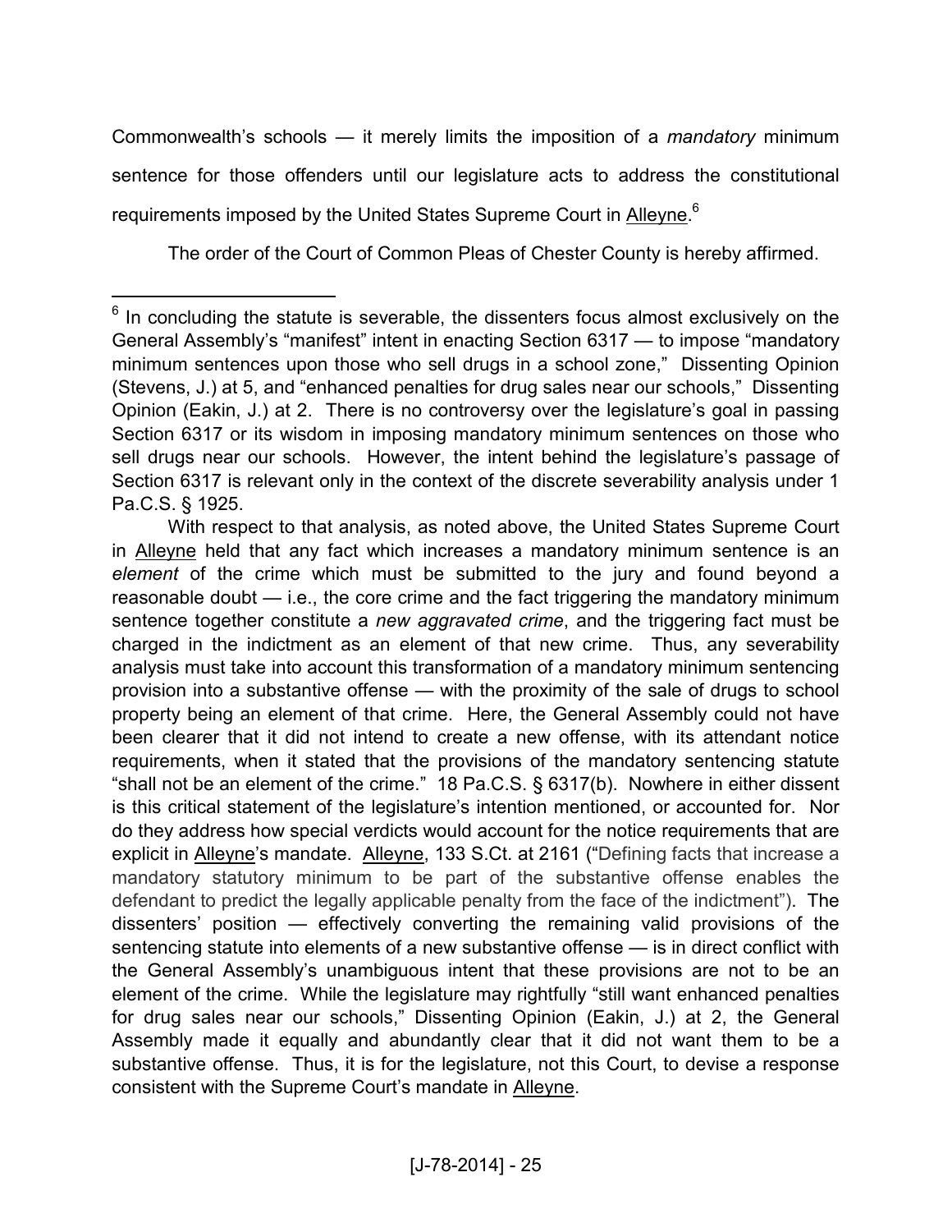Commonwealth's schools — it merely limits the imposition of a *mandatory* minimum sentence for those offenders until our legislature acts to address the constitutional requirements imposed by the United States Supreme Court in Alleyne.[6]

The order of the Court of Common Pleas of Chester County is hereby affirmed.

---

[6] In concluding the statute is severable, the dissenters focus almost exclusively on the General Assembly's "manifest" intent in enacting Section 6317 — to impose "mandatory minimum sentences upon those who sell drugs in a school zone," Dissenting Opinion (Stevens, J.) at 5, and "enhanced penalties for drug sales near our schools," Dissenting Opinion (Eakin, J.) at 2. There is no controversy over the legislature's goal in passing Section 6317 or its wisdom in imposing mandatory minimum sentences on those who sell drugs near our schools. However, the intent behind the legislature's passage of Section 6317 is relevant only in the context of the discrete severability analysis under 1 Pa.C.S. § 1925.

With respect to that analysis, as noted above, the United States Supreme Court in Alleyne held that any fact which increases a mandatory minimum sentence is an *element* of the crime which must be submitted to the jury and found beyond a reasonable doubt — i.e., the core crime and the fact triggering the mandatory minimum sentence together constitute a *new aggravated crime*, and the triggering fact must be charged in the indictment as an element of that new crime. Thus, any severability analysis must take into account this transformation of a mandatory minimum sentencing provision into a substantive offense — with the proximity of the sale of drugs to school property being an element of that crime. Here, the General Assembly could not have been clearer that it did not intend to create a new offense, with its attendant notice requirements, when it stated that the provisions of the mandatory sentencing statute "shall not be an element of the crime." 18 Pa.C.S. § 6317(b). Nowhere in either dissent is this critical statement of the legislature's intention mentioned, or accounted for. Nor do they address how special verdicts would account for the notice requirements that are explicit in Alleyne's mandate. Alleyne, 133 S.Ct. at 2161 ("Defining facts that increase a mandatory statutory minimum to be part of the substantive offense enables the defendant to predict the legally applicable penalty from the face of the indictment"). The dissenters' position — effectively converting the remaining valid provisions of the sentencing statute into elements of a new substantive offense — is in direct conflict with the General Assembly's unambiguous intent that these provisions are not to be an element of the crime. While the legislature may rightfully "still want enhanced penalties for drug sales near our schools," Dissenting Opinion (Eakin, J.) at 2, the General Assembly made it equally and abundantly clear that it did not want them to be a substantive offense. Thus, it is for the legislature, not this Court, to devise a response consistent with the Supreme Court's mandate in Alleyne.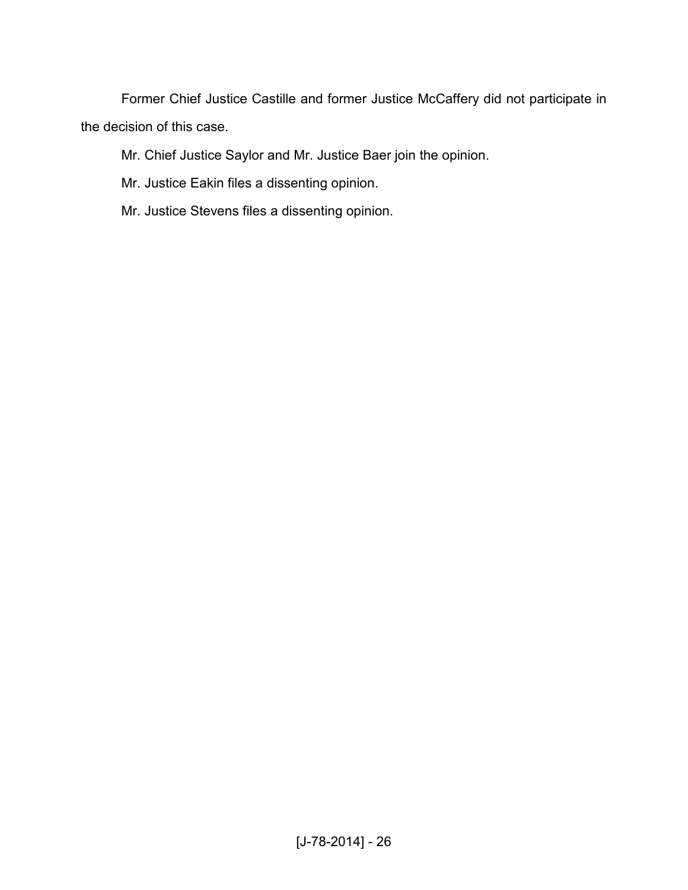Former Chief Justice Castille and former Justice McCaffery did not participate in the decision of this case.

Mr. Chief Justice Saylor and Mr. Justice Baer join the opinion.

Mr. Justice Eakin files a dissenting opinion.

Mr. Justice Stevens files a dissenting opinion.